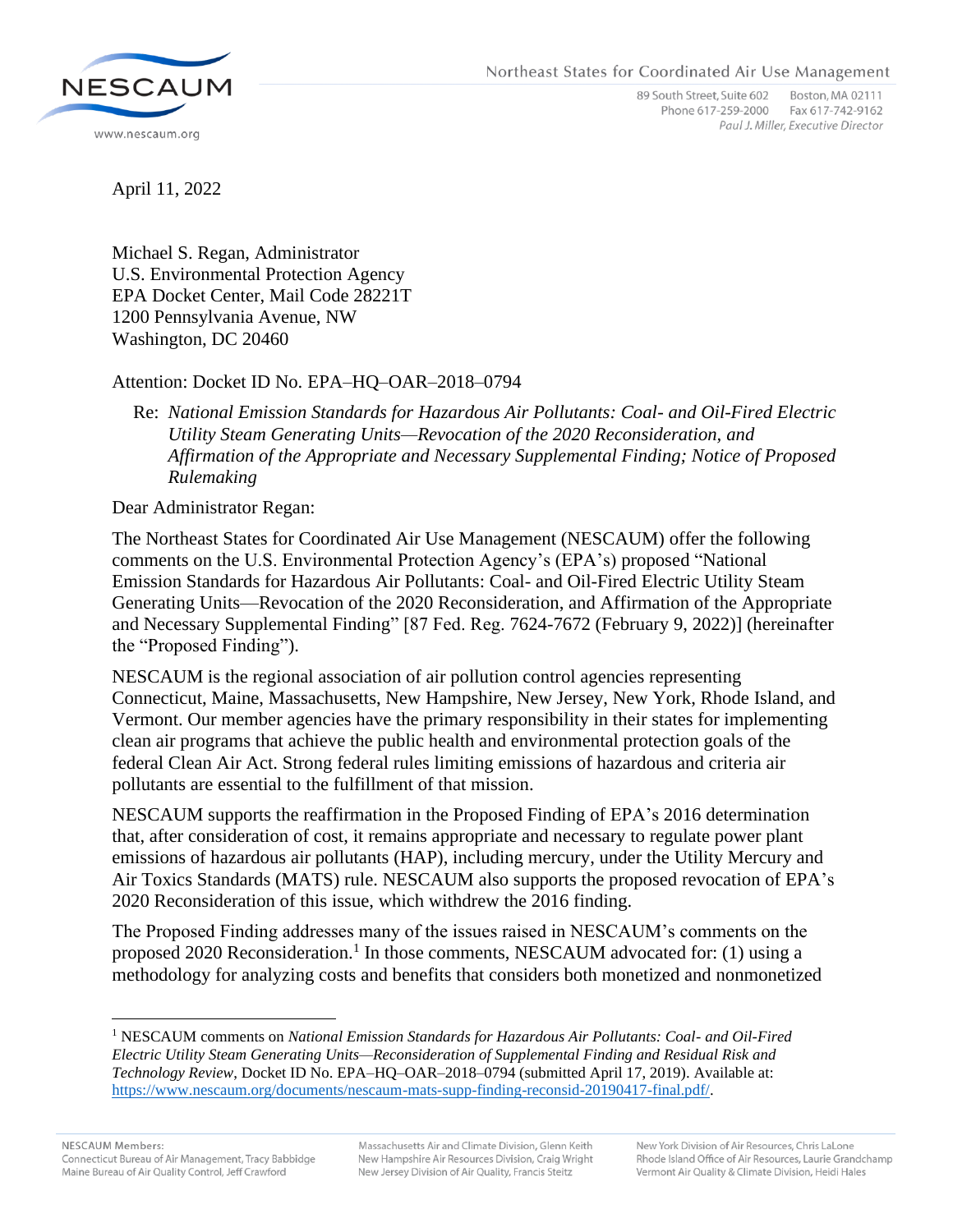Northeast States for Coordinated Air Use Management

89 South Street, Suite 602 Boston, MA 02111
Phone 617-259-2000 Fax 617-742-9162
*Paul J. Miller, Executive Director*

April 11, 2022

Michael S. Regan, Administrator
U.S. Environmental Protection Agency
EPA Docket Center, Mail Code 28221T
1200 Pennsylvania Avenue, NW
Washington, DC 20460

Attention: Docket ID No. EPA–HQ–OAR–2018–0794

Re: *National Emission Standards for Hazardous Air Pollutants: Coal- and Oil-Fired Electric Utility Steam Generating Units—Revocation of the 2020 Reconsideration, and Affirmation of the Appropriate and Necessary Supplemental Finding; Notice of Proposed Rulemaking*

Dear Administrator Regan:

The Northeast States for Coordinated Air Use Management (NESCAUM) offer the following comments on the U.S. Environmental Protection Agency's (EPA's) proposed "National Emission Standards for Hazardous Air Pollutants: Coal- and Oil-Fired Electric Utility Steam Generating Units—Revocation of the 2020 Reconsideration, and Affirmation of the Appropriate and Necessary Supplemental Finding" [87 Fed. Reg. 7624-7672 (February 9, 2022)] (hereinafter the "Proposed Finding").

NESCAUM is the regional association of air pollution control agencies representing Connecticut, Maine, Massachusetts, New Hampshire, New Jersey, New York, Rhode Island, and Vermont. Our member agencies have the primary responsibility in their states for implementing clean air programs that achieve the public health and environmental protection goals of the federal Clean Air Act. Strong federal rules limiting emissions of hazardous and criteria air pollutants are essential to the fulfillment of that mission.

NESCAUM supports the reaffirmation in the Proposed Finding of EPA's 2016 determination that, after consideration of cost, it remains appropriate and necessary to regulate power plant emissions of hazardous air pollutants (HAP), including mercury, under the Utility Mercury and Air Toxics Standards (MATS) rule. NESCAUM also supports the proposed revocation of EPA's 2020 Reconsideration of this issue, which withdrew the 2016 finding.

The Proposed Finding addresses many of the issues raised in NESCAUM's comments on the proposed 2020 Reconsideration.[1] In those comments, NESCAUM advocated for: (1) using a methodology for analyzing costs and benefits that considers both monetized and nonmonetized

[1] NESCAUM comments on *National Emission Standards for Hazardous Air Pollutants: Coal- and Oil-Fired Electric Utility Steam Generating Units—Reconsideration of Supplemental Finding and Residual Risk and Technology Review*, Docket ID No. EPA–HQ–OAR–2018–0794 (submitted April 17, 2019). Available at: https://www.nescaum.org/documents/nescaum-mats-supp-finding-reconsid-20190417-final.pdf/.

NESCAUM Members:
Connecticut Bureau of Air Management, Tracy Babbidge
Maine Bureau of Air Quality Control, Jeff Crawford
Massachusetts Air and Climate Division, Glenn Keith
New Hampshire Air Resources Division, Craig Wright
New Jersey Division of Air Quality, Francis Steitz
New York Division of Air Resources, Chris LaLone
Rhode Island Office of Air Resources, Laurie Grandchamp
Vermont Air Quality & Climate Division, Heidi Hales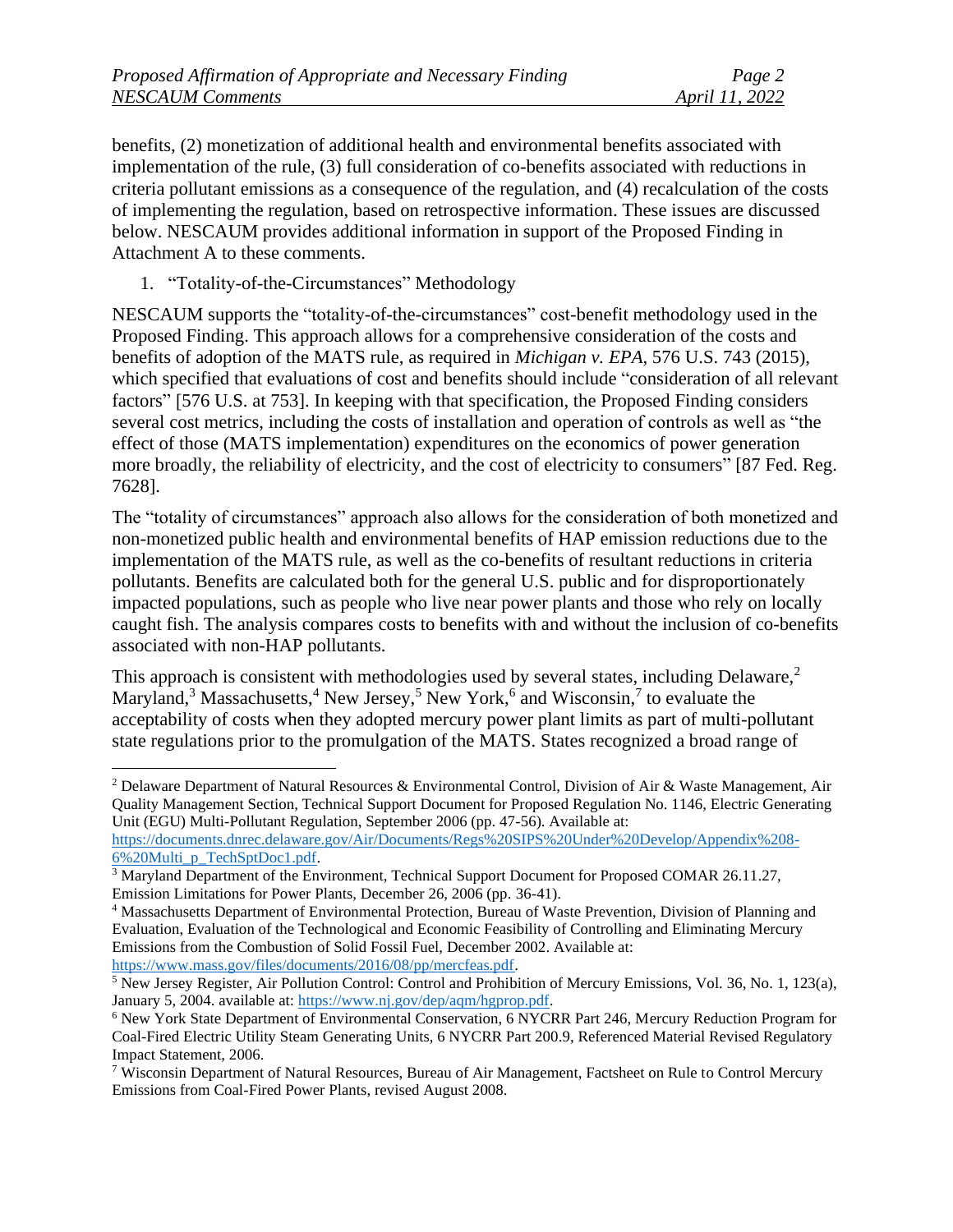benefits, (2) monetization of additional health and environmental benefits associated with implementation of the rule, (3) full consideration of co-benefits associated with reductions in criteria pollutant emissions as a consequence of the regulation, and (4) recalculation of the costs of implementing the regulation, based on retrospective information. These issues are discussed below. NESCAUM provides additional information in support of the Proposed Finding in Attachment A to these comments.

1. "Totality-of-the-Circumstances" Methodology

NESCAUM supports the "totality-of-the-circumstances" cost-benefit methodology used in the Proposed Finding. This approach allows for a comprehensive consideration of the costs and benefits of adoption of the MATS rule, as required in *Michigan v. EPA*, 576 U.S. 743 (2015), which specified that evaluations of cost and benefits should include "consideration of all relevant factors" [576 U.S. at 753]. In keeping with that specification, the Proposed Finding considers several cost metrics, including the costs of installation and operation of controls as well as "the effect of those (MATS implementation) expenditures on the economics of power generation more broadly, the reliability of electricity, and the cost of electricity to consumers" [87 Fed. Reg. 7628].

The "totality of circumstances" approach also allows for the consideration of both monetized and non-monetized public health and environmental benefits of HAP emission reductions due to the implementation of the MATS rule, as well as the co-benefits of resultant reductions in criteria pollutants. Benefits are calculated both for the general U.S. public and for disproportionately impacted populations, such as people who live near power plants and those who rely on locally caught fish. The analysis compares costs to benefits with and without the inclusion of co-benefits associated with non-HAP pollutants.

This approach is consistent with methodologies used by several states, including Delaware,[2] Maryland,[3] Massachusetts,[4] New Jersey,[5] New York,[6] and Wisconsin,[7] to evaluate the acceptability of costs when they adopted mercury power plant limits as part of multi-pollutant state regulations prior to the promulgation of the MATS. States recognized a broad range of

---

[2] Delaware Department of Natural Resources & Environmental Control, Division of Air & Waste Management, Air Quality Management Section, Technical Support Document for Proposed Regulation No. 1146, Electric Generating Unit (EGU) Multi-Pollutant Regulation, September 2006 (pp. 47-56). Available at: https://documents.dnrec.delaware.gov/Air/Documents/Regs%20SIPS%20Under%20Develop/Appendix%208-6%20Multi_p_TechSptDoc1.pdf.

[3] Maryland Department of the Environment, Technical Support Document for Proposed COMAR 26.11.27, Emission Limitations for Power Plants, December 26, 2006 (pp. 36-41).

[4] Massachusetts Department of Environmental Protection, Bureau of Waste Prevention, Division of Planning and Evaluation, Evaluation of the Technological and Economic Feasibility of Controlling and Eliminating Mercury Emissions from the Combustion of Solid Fossil Fuel, December 2002. Available at: https://www.mass.gov/files/documents/2016/08/pp/mercfeas.pdf.

[5] New Jersey Register, Air Pollution Control: Control and Prohibition of Mercury Emissions, Vol. 36, No. 1, 123(a), January 5, 2004. available at: https://www.nj.gov/dep/aqm/hgprop.pdf.

[6] New York State Department of Environmental Conservation, 6 NYCRR Part 246, Mercury Reduction Program for Coal-Fired Electric Utility Steam Generating Units, 6 NYCRR Part 200.9, Referenced Material Revised Regulatory Impact Statement, 2006.

[7] Wisconsin Department of Natural Resources, Bureau of Air Management, Factsheet on Rule to Control Mercury Emissions from Coal-Fired Power Plants, revised August 2008.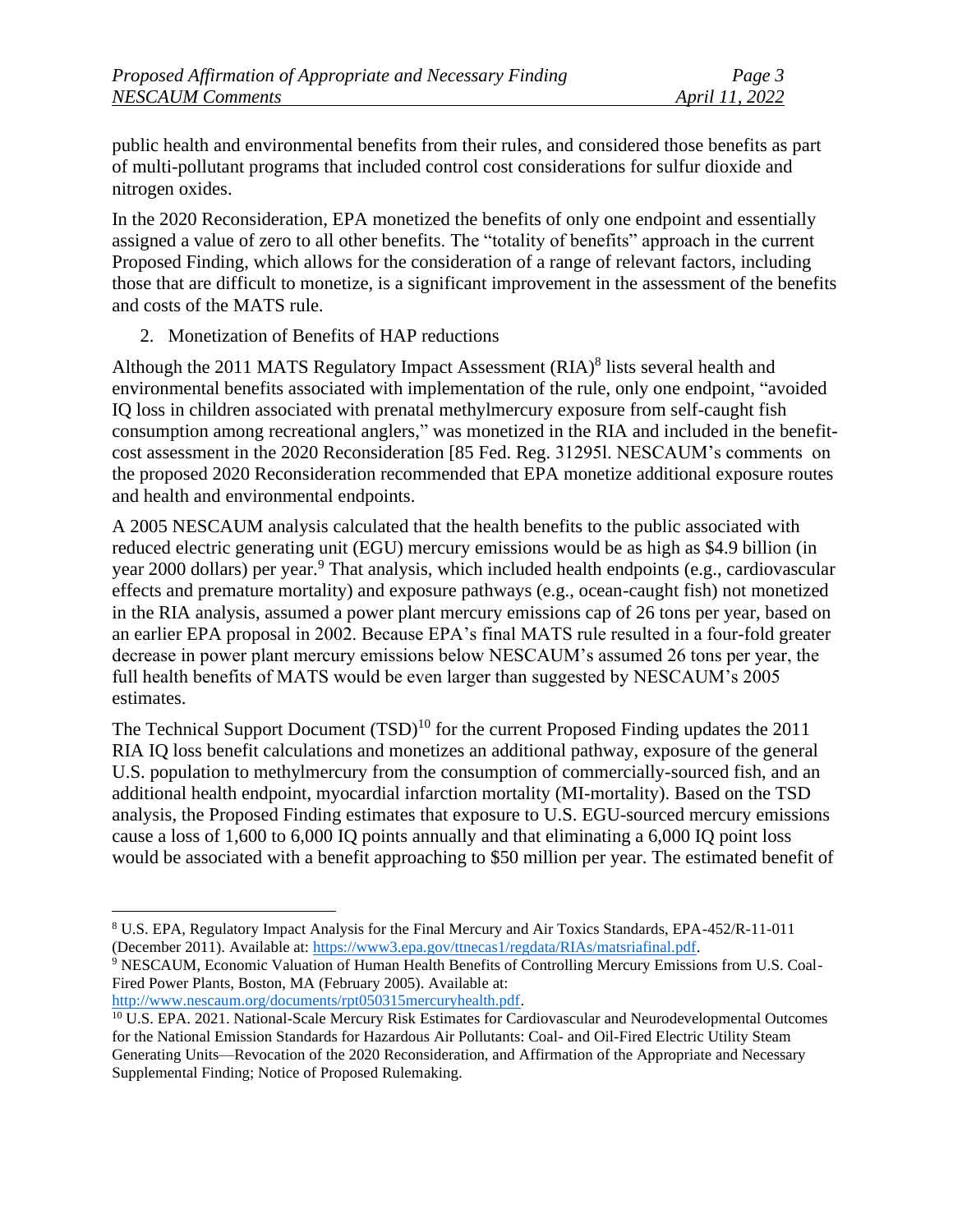public health and environmental benefits from their rules, and considered those benefits as part of multi-pollutant programs that included control cost considerations for sulfur dioxide and nitrogen oxides.

In the 2020 Reconsideration, EPA monetized the benefits of only one endpoint and essentially assigned a value of zero to all other benefits. The "totality of benefits" approach in the current Proposed Finding, which allows for the consideration of a range of relevant factors, including those that are difficult to monetize, is a significant improvement in the assessment of the benefits and costs of the MATS rule.

2. Monetization of Benefits of HAP reductions

Although the 2011 MATS Regulatory Impact Assessment (RIA)[8] lists several health and environmental benefits associated with implementation of the rule, only one endpoint, "avoided IQ loss in children associated with prenatal methylmercury exposure from self-caught fish consumption among recreational anglers," was monetized in the RIA and included in the benefit-cost assessment in the 2020 Reconsideration [85 Fed. Reg. 31295l. NESCAUM's comments on the proposed 2020 Reconsideration recommended that EPA monetize additional exposure routes and health and environmental endpoints.

A 2005 NESCAUM analysis calculated that the health benefits to the public associated with reduced electric generating unit (EGU) mercury emissions would be as high as $4.9 billion (in year 2000 dollars) per year.[9] That analysis, which included health endpoints (e.g., cardiovascular effects and premature mortality) and exposure pathways (e.g., ocean-caught fish) not monetized in the RIA analysis, assumed a power plant mercury emissions cap of 26 tons per year, based on an earlier EPA proposal in 2002. Because EPA's final MATS rule resulted in a four-fold greater decrease in power plant mercury emissions below NESCAUM's assumed 26 tons per year, the full health benefits of MATS would be even larger than suggested by NESCAUM's 2005 estimates.

The Technical Support Document (TSD)[10] for the current Proposed Finding updates the 2011 RIA IQ loss benefit calculations and monetizes an additional pathway, exposure of the general U.S. population to methylmercury from the consumption of commercially-sourced fish, and an additional health endpoint, myocardial infarction mortality (MI-mortality). Based on the TSD analysis, the Proposed Finding estimates that exposure to U.S. EGU-sourced mercury emissions cause a loss of 1,600 to 6,000 IQ points annually and that eliminating a 6,000 IQ point loss would be associated with a benefit approaching to $50 million per year. The estimated benefit of

---

[8] U.S. EPA, Regulatory Impact Analysis for the Final Mercury and Air Toxics Standards, EPA-452/R-11-011 (December 2011). Available at: https://www3.epa.gov/ttnecas1/regdata/RIAs/matsriafinal.pdf.

[9] NESCAUM, Economic Valuation of Human Health Benefits of Controlling Mercury Emissions from U.S. Coal-Fired Power Plants, Boston, MA (February 2005). Available at: http://www.nescaum.org/documents/rpt050315mercuryhealth.pdf.

[10] U.S. EPA. 2021. National-Scale Mercury Risk Estimates for Cardiovascular and Neurodevelopmental Outcomes for the National Emission Standards for Hazardous Air Pollutants: Coal- and Oil-Fired Electric Utility Steam Generating Units—Revocation of the 2020 Reconsideration, and Affirmation of the Appropriate and Necessary Supplemental Finding; Notice of Proposed Rulemaking.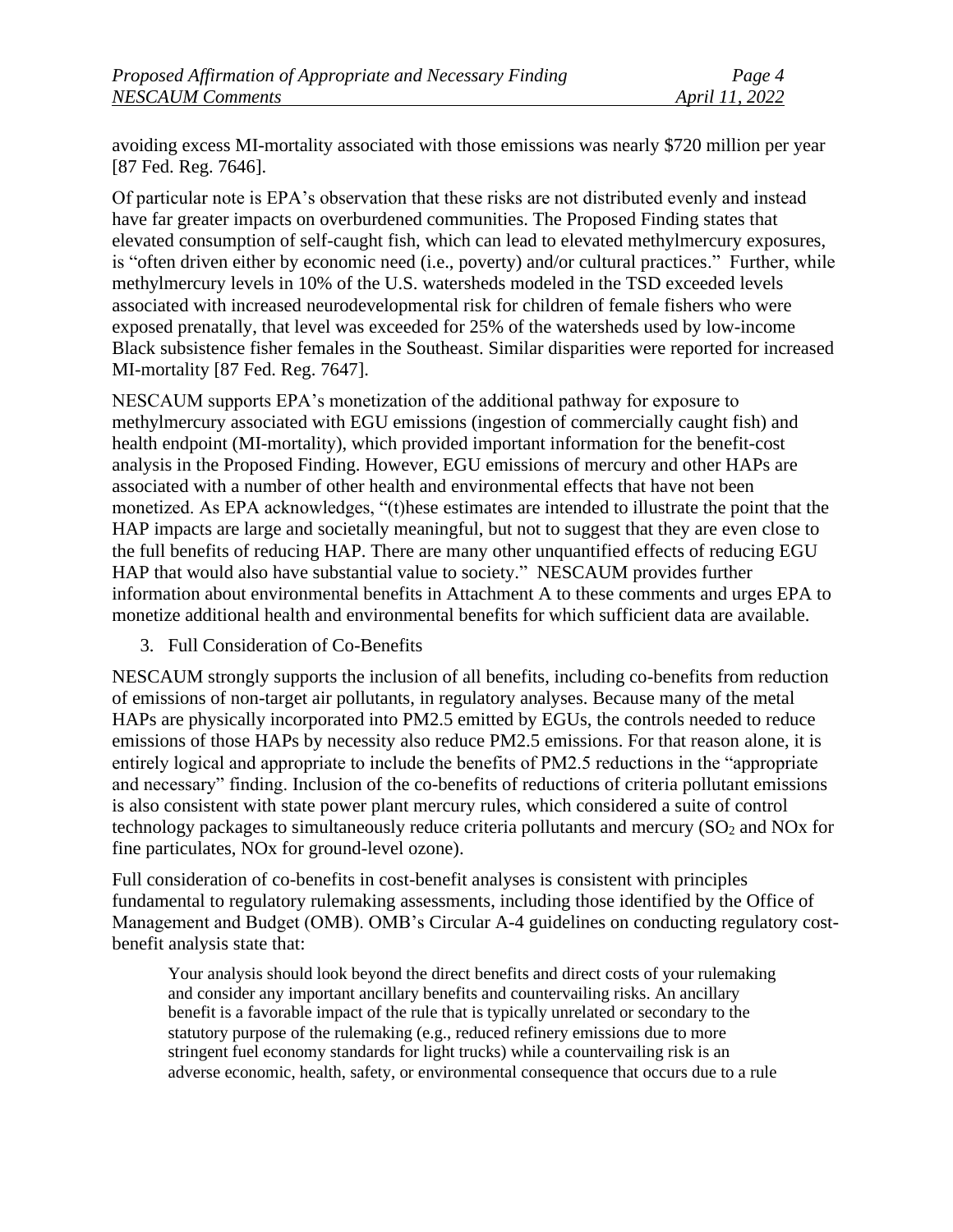avoiding excess MI-mortality associated with those emissions was nearly $720 million per year [87 Fed. Reg. 7646].

Of particular note is EPA's observation that these risks are not distributed evenly and instead have far greater impacts on overburdened communities. The Proposed Finding states that elevated consumption of self-caught fish, which can lead to elevated methylmercury exposures, is "often driven either by economic need (i.e., poverty) and/or cultural practices." Further, while methylmercury levels in 10% of the U.S. watersheds modeled in the TSD exceeded levels associated with increased neurodevelopmental risk for children of female fishers who were exposed prenatally, that level was exceeded for 25% of the watersheds used by low-income Black subsistence fisher females in the Southeast. Similar disparities were reported for increased MI-mortality [87 Fed. Reg. 7647].

NESCAUM supports EPA's monetization of the additional pathway for exposure to methylmercury associated with EGU emissions (ingestion of commercially caught fish) and health endpoint (MI-mortality), which provided important information for the benefit-cost analysis in the Proposed Finding. However, EGU emissions of mercury and other HAPs are associated with a number of other health and environmental effects that have not been monetized. As EPA acknowledges, "(t)hese estimates are intended to illustrate the point that the HAP impacts are large and societally meaningful, but not to suggest that they are even close to the full benefits of reducing HAP. There are many other unquantified effects of reducing EGU HAP that would also have substantial value to society." NESCAUM provides further information about environmental benefits in Attachment A to these comments and urges EPA to monetize additional health and environmental benefits for which sufficient data are available.

3. Full Consideration of Co-Benefits

NESCAUM strongly supports the inclusion of all benefits, including co-benefits from reduction of emissions of non-target air pollutants, in regulatory analyses. Because many of the metal HAPs are physically incorporated into PM2.5 emitted by EGUs, the controls needed to reduce emissions of those HAPs by necessity also reduce PM2.5 emissions. For that reason alone, it is entirely logical and appropriate to include the benefits of PM2.5 reductions in the "appropriate and necessary" finding. Inclusion of the co-benefits of reductions of criteria pollutant emissions is also consistent with state power plant mercury rules, which considered a suite of control technology packages to simultaneously reduce criteria pollutants and mercury ($SO_2$ and NOx for fine particulates, NOx for ground-level ozone).

Full consideration of co-benefits in cost-benefit analyses is consistent with principles fundamental to regulatory rulemaking assessments, including those identified by the Office of Management and Budget (OMB). OMB's Circular A-4 guidelines on conducting regulatory cost-benefit analysis state that:

> Your analysis should look beyond the direct benefits and direct costs of your rulemaking and consider any important ancillary benefits and countervailing risks. An ancillary benefit is a favorable impact of the rule that is typically unrelated or secondary to the statutory purpose of the rulemaking (e.g., reduced refinery emissions due to more stringent fuel economy standards for light trucks) while a countervailing risk is an adverse economic, health, safety, or environmental consequence that occurs due to a rule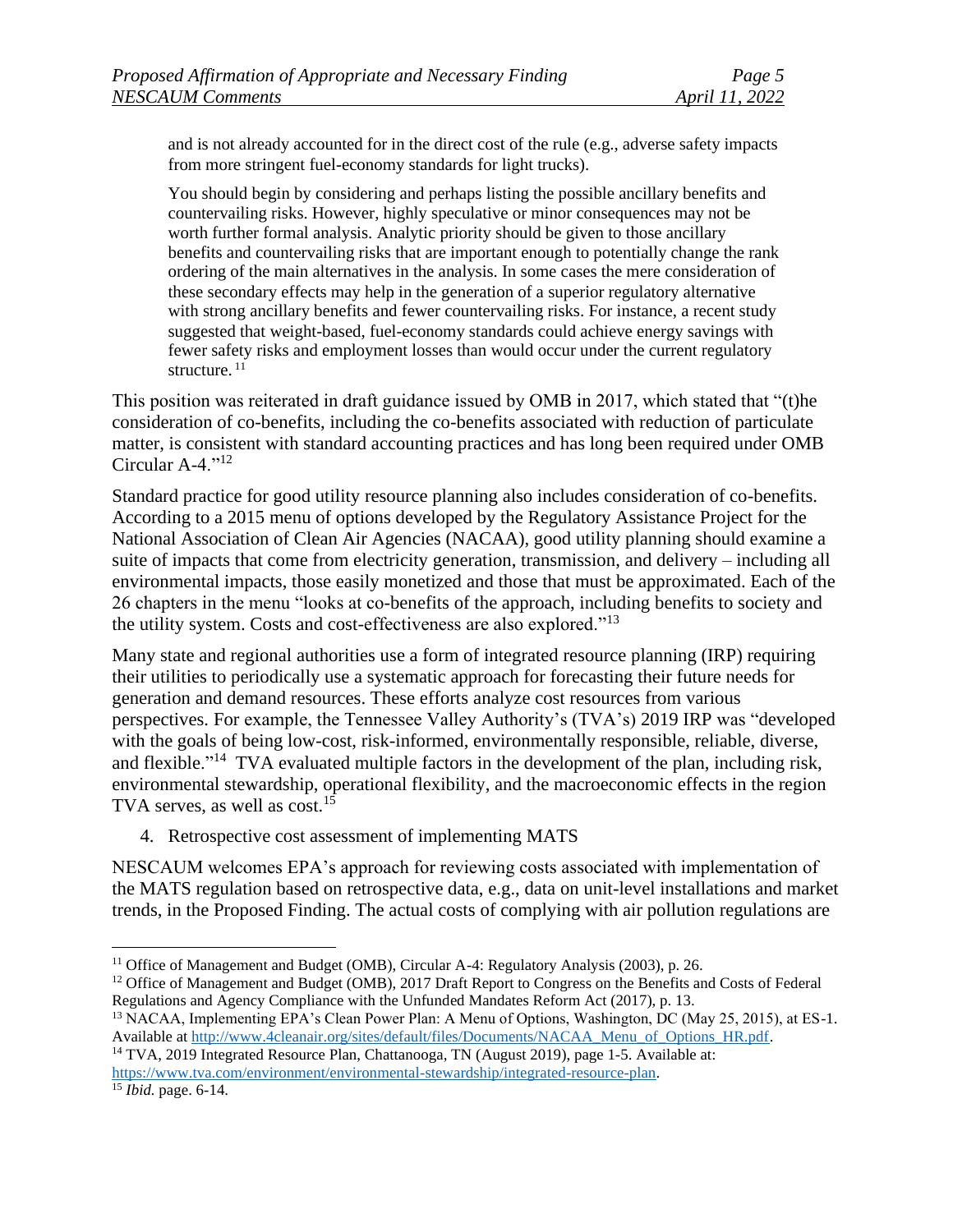> and is not already accounted for in the direct cost of the rule (e.g., adverse safety impacts from more stringent fuel-economy standards for light trucks).
>
> You should begin by considering and perhaps listing the possible ancillary benefits and countervailing risks. However, highly speculative or minor consequences may not be worth further formal analysis. Analytic priority should be given to those ancillary benefits and countervailing risks that are important enough to potentially change the rank ordering of the main alternatives in the analysis. In some cases the mere consideration of these secondary effects may help in the generation of a superior regulatory alternative with strong ancillary benefits and fewer countervailing risks. For instance, a recent study suggested that weight-based, fuel-economy standards could achieve energy savings with fewer safety risks and employment losses than would occur under the current regulatory structure. [11]

This position was reiterated in draft guidance issued by OMB in 2017, which stated that "(t)he consideration of co-benefits, including the co-benefits associated with reduction of particulate matter, is consistent with standard accounting practices and has long been required under OMB Circular A-4."[12]

Standard practice for good utility resource planning also includes consideration of co-benefits. According to a 2015 menu of options developed by the Regulatory Assistance Project for the National Association of Clean Air Agencies (NACAA), good utility planning should examine a suite of impacts that come from electricity generation, transmission, and delivery – including all environmental impacts, those easily monetized and those that must be approximated. Each of the 26 chapters in the menu "looks at co-benefits of the approach, including benefits to society and the utility system. Costs and cost-effectiveness are also explored."[13]

Many state and regional authorities use a form of integrated resource planning (IRP) requiring their utilities to periodically use a systematic approach for forecasting their future needs for generation and demand resources. These efforts analyze cost resources from various perspectives. For example, the Tennessee Valley Authority's (TVA's) 2019 IRP was "developed with the goals of being low-cost, risk-informed, environmentally responsible, reliable, diverse, and flexible."[14] TVA evaluated multiple factors in the development of the plan, including risk, environmental stewardship, operational flexibility, and the macroeconomic effects in the region TVA serves, as well as cost.[15]

4. Retrospective cost assessment of implementing MATS

NESCAUM welcomes EPA's approach for reviewing costs associated with implementation of the MATS regulation based on retrospective data, e.g., data on unit-level installations and market trends, in the Proposed Finding. The actual costs of complying with air pollution regulations are

---

[11] Office of Management and Budget (OMB), Circular A-4: Regulatory Analysis (2003), p. 26.

[12] Office of Management and Budget (OMB), 2017 Draft Report to Congress on the Benefits and Costs of Federal Regulations and Agency Compliance with the Unfunded Mandates Reform Act (2017), p. 13.

[13] NACAA, Implementing EPA's Clean Power Plan: A Menu of Options, Washington, DC (May 25, 2015), at ES-1. Available at http://www.4cleanair.org/sites/default/files/Documents/NACAA_Menu_of_Options_HR.pdf.

[14] TVA, 2019 Integrated Resource Plan, Chattanooga, TN (August 2019), page 1-5. Available at: https://www.tva.com/environment/environmental-stewardship/integrated-resource-plan.

[15] *Ibid.* page. 6-14.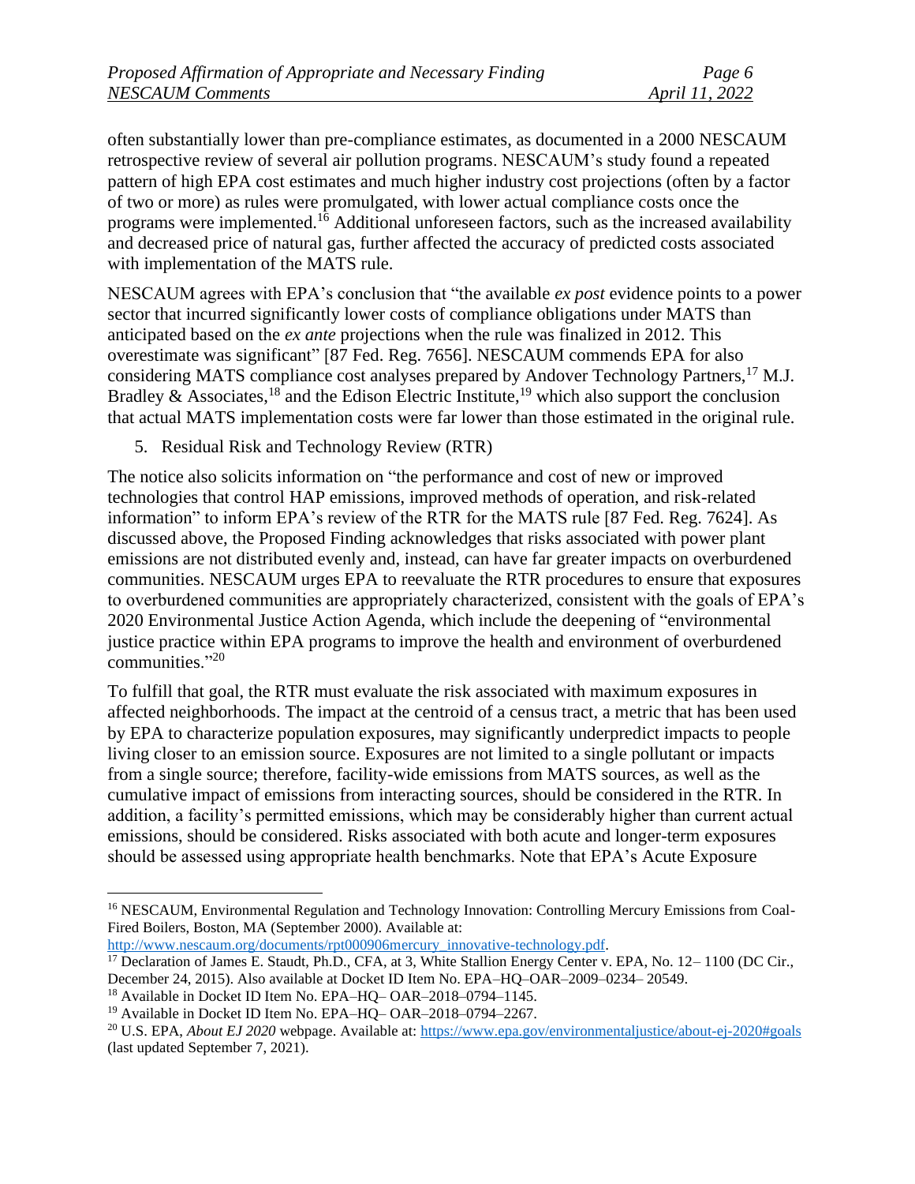often substantially lower than pre-compliance estimates, as documented in a 2000 NESCAUM retrospective review of several air pollution programs. NESCAUM's study found a repeated pattern of high EPA cost estimates and much higher industry cost projections (often by a factor of two or more) as rules were promulgated, with lower actual compliance costs once the programs were implemented.[16] Additional unforeseen factors, such as the increased availability and decreased price of natural gas, further affected the accuracy of predicted costs associated with implementation of the MATS rule.

NESCAUM agrees with EPA's conclusion that "the available *ex post* evidence points to a power sector that incurred significantly lower costs of compliance obligations under MATS than anticipated based on the *ex ante* projections when the rule was finalized in 2012. This overestimate was significant" [87 Fed. Reg. 7656]. NESCAUM commends EPA for also considering MATS compliance cost analyses prepared by Andover Technology Partners,[17] M.J. Bradley & Associates,[18] and the Edison Electric Institute,[19] which also support the conclusion that actual MATS implementation costs were far lower than those estimated in the original rule.

5. Residual Risk and Technology Review (RTR)

The notice also solicits information on "the performance and cost of new or improved technologies that control HAP emissions, improved methods of operation, and risk-related information" to inform EPA's review of the RTR for the MATS rule [87 Fed. Reg. 7624]. As discussed above, the Proposed Finding acknowledges that risks associated with power plant emissions are not distributed evenly and, instead, can have far greater impacts on overburdened communities. NESCAUM urges EPA to reevaluate the RTR procedures to ensure that exposures to overburdened communities are appropriately characterized, consistent with the goals of EPA's 2020 Environmental Justice Action Agenda, which include the deepening of "environmental justice practice within EPA programs to improve the health and environment of overburdened communities."[20]

To fulfill that goal, the RTR must evaluate the risk associated with maximum exposures in affected neighborhoods. The impact at the centroid of a census tract, a metric that has been used by EPA to characterize population exposures, may significantly underpredict impacts to people living closer to an emission source. Exposures are not limited to a single pollutant or impacts from a single source; therefore, facility-wide emissions from MATS sources, as well as the cumulative impact of emissions from interacting sources, should be considered in the RTR. In addition, a facility's permitted emissions, which may be considerably higher than current actual emissions, should be considered. Risks associated with both acute and longer-term exposures should be assessed using appropriate health benchmarks. Note that EPA's Acute Exposure

---

[16] NESCAUM, Environmental Regulation and Technology Innovation: Controlling Mercury Emissions from Coal-Fired Boilers, Boston, MA (September 2000). Available at: http://www.nescaum.org/documents/rpt000906mercury_innovative-technology.pdf.

[17] Declaration of James E. Staudt, Ph.D., CFA, at 3, White Stallion Energy Center v. EPA, No. 12– 1100 (DC Cir., December 24, 2015). Also available at Docket ID Item No. EPA–HQ–OAR–2009–0234– 20549.

[18] Available in Docket ID Item No. EPA–HQ– OAR–2018–0794–1145.

[19] Available in Docket ID Item No. EPA–HQ– OAR–2018–0794–2267.

[20] U.S. EPA, *About EJ 2020* webpage. Available at: https://www.epa.gov/environmentaljustice/about-ej-2020#goals (last updated September 7, 2021).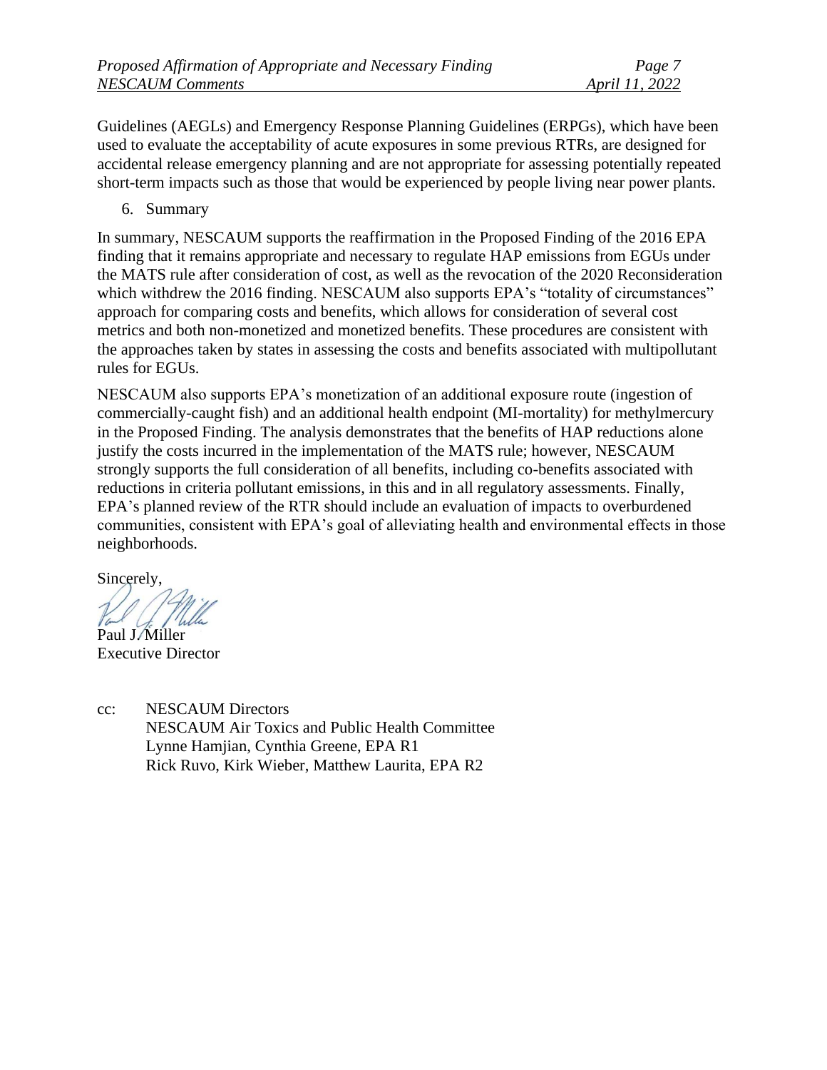Guidelines (AEGLs) and Emergency Response Planning Guidelines (ERPGs), which have been used to evaluate the acceptability of acute exposures in some previous RTRs, are designed for accidental release emergency planning and are not appropriate for assessing potentially repeated short-term impacts such as those that would be experienced by people living near power plants.

6. Summary

In summary, NESCAUM supports the reaffirmation in the Proposed Finding of the 2016 EPA finding that it remains appropriate and necessary to regulate HAP emissions from EGUs under the MATS rule after consideration of cost, as well as the revocation of the 2020 Reconsideration which withdrew the 2016 finding. NESCAUM also supports EPA's "totality of circumstances" approach for comparing costs and benefits, which allows for consideration of several cost metrics and both non-monetized and monetized benefits. These procedures are consistent with the approaches taken by states in assessing the costs and benefits associated with multipollutant rules for EGUs.

NESCAUM also supports EPA's monetization of an additional exposure route (ingestion of commercially-caught fish) and an additional health endpoint (MI-mortality) for methylmercury in the Proposed Finding. The analysis demonstrates that the benefits of HAP reductions alone justify the costs incurred in the implementation of the MATS rule; however, NESCAUM strongly supports the full consideration of all benefits, including co-benefits associated with reductions in criteria pollutant emissions, in this and in all regulatory assessments. Finally, EPA's planned review of the RTR should include an evaluation of impacts to overburdened communities, consistent with EPA's goal of alleviating health and environmental effects in those neighborhoods.

Sincerely,

Paul J. Miller
Executive Director

cc: NESCAUM Directors
NESCAUM Air Toxics and Public Health Committee
Lynne Hamjian, Cynthia Greene, EPA R1
Rick Ruvo, Kirk Wieber, Matthew Laurita, EPA R2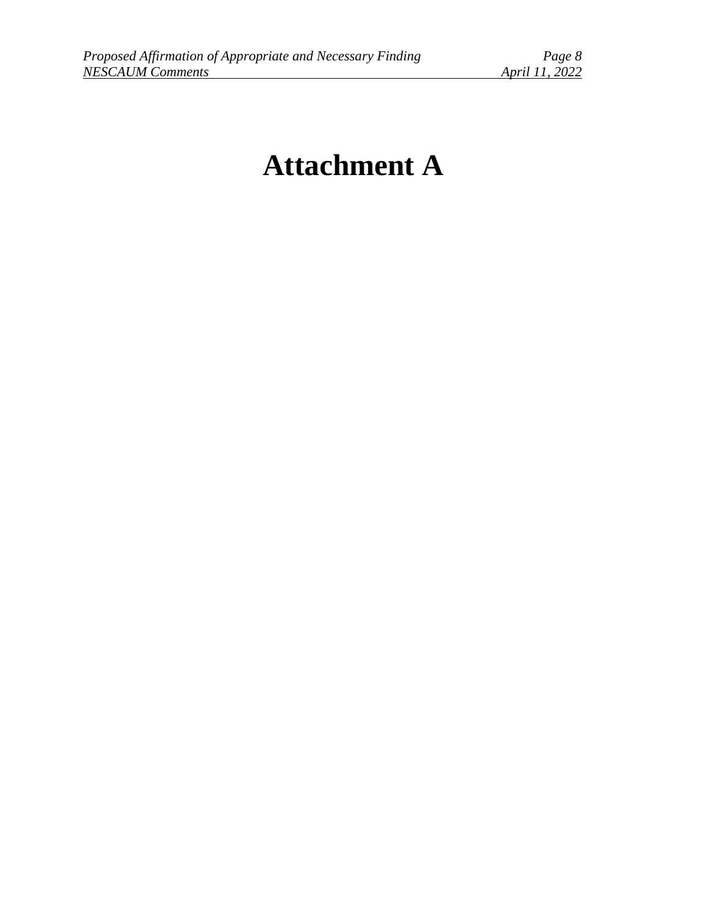# Attachment A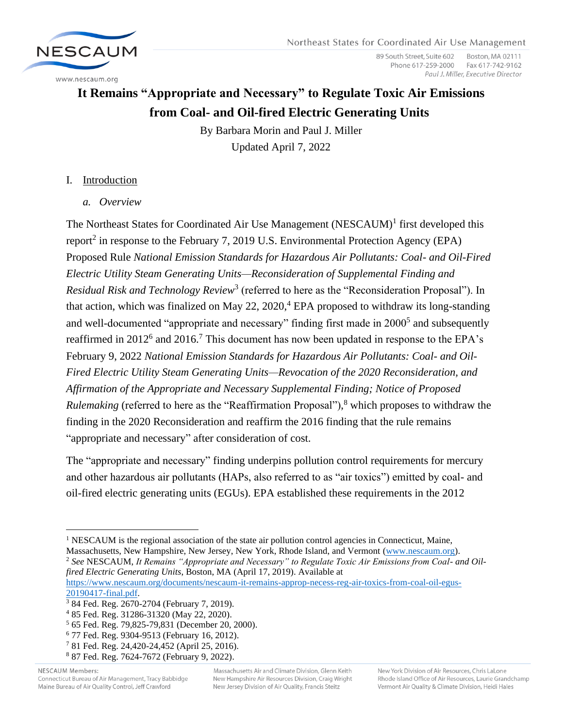# It Remains "Appropriate and Necessary" to Regulate Toxic Air Emissions from Coal- and Oil-fired Electric Generating Units

By Barbara Morin and Paul J. Miller

Updated April 7, 2022

I. Introduction

*a. Overview*

The Northeast States for Coordinated Air Use Management (NESCAUM)[1] first developed this report[2] in response to the February 7, 2019 U.S. Environmental Protection Agency (EPA) Proposed Rule *National Emission Standards for Hazardous Air Pollutants: Coal- and Oil-Fired Electric Utility Steam Generating Units—Reconsideration of Supplemental Finding and Residual Risk and Technology Review*[3] (referred to here as the "Reconsideration Proposal"). In that action, which was finalized on May 22, 2020,[4] EPA proposed to withdraw its long-standing and well-documented "appropriate and necessary" finding first made in 2000[5] and subsequently reaffirmed in 2012[6] and 2016.[7] This document has now been updated in response to the EPA's February 9, 2022 *National Emission Standards for Hazardous Air Pollutants: Coal- and Oil-Fired Electric Utility Steam Generating Units—Revocation of the 2020 Reconsideration, and Affirmation of the Appropriate and Necessary Supplemental Finding; Notice of Proposed Rulemaking* (referred to here as the "Reaffirmation Proposal"),[8] which proposes to withdraw the finding in the 2020 Reconsideration and reaffirm the 2016 finding that the rule remains "appropriate and necessary" after consideration of cost.

The "appropriate and necessary" finding underpins pollution control requirements for mercury and other hazardous air pollutants (HAPs, also referred to as "air toxics") emitted by coal- and oil-fired electric generating units (EGUs). EPA established these requirements in the 2012

[1] NESCAUM is the regional association of the state air pollution control agencies in Connecticut, Maine, Massachusetts, New Hampshire, New Jersey, New York, Rhode Island, and Vermont (www.nescaum.org).

[2] *See* NESCAUM, *It Remains "Appropriate and Necessary" to Regulate Toxic Air Emissions from Coal- and Oil-fired Electric Generating Units*, Boston, MA (April 17, 2019). Available at https://www.nescaum.org/documents/nescaum-it-remains-approp-necess-reg-air-toxics-from-coal-oil-egus-20190417-final.pdf.

[3] 84 Fed. Reg. 2670-2704 (February 7, 2019).

[4] 85 Fed. Reg. 31286-31320 (May 22, 2020).

[5] 65 Fed. Reg. 79,825-79,831 (December 20, 2000).

[6] 77 Fed. Reg. 9304-9513 (February 16, 2012).

[7] 81 Fed. Reg. 24,420-24,452 (April 25, 2016).

[8] 87 Fed. Reg. 7624-7672 (February 9, 2022).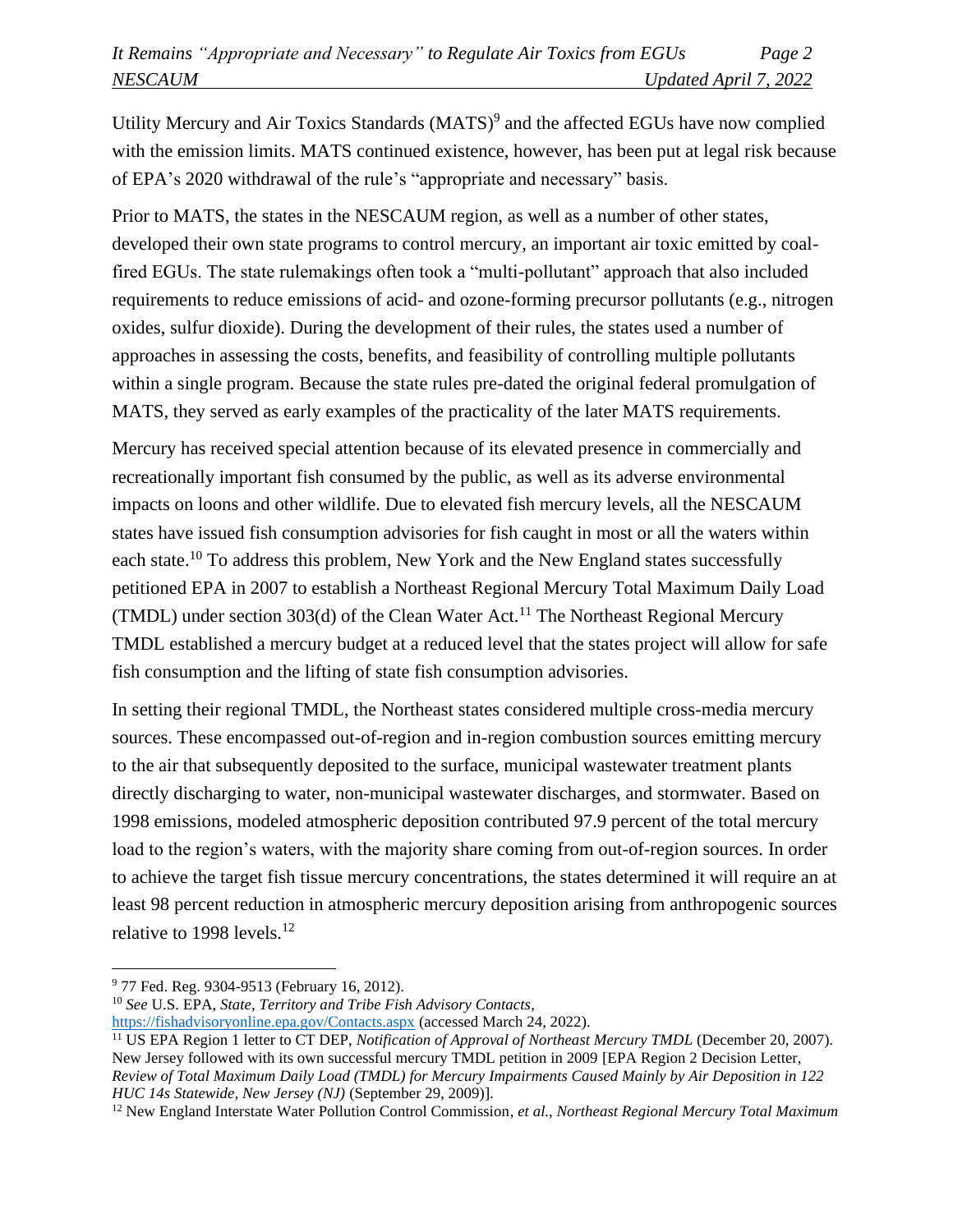Utility Mercury and Air Toxics Standards (MATS)[9] and the affected EGUs have now complied with the emission limits. MATS continued existence, however, has been put at legal risk because of EPA's 2020 withdrawal of the rule's "appropriate and necessary" basis.

Prior to MATS, the states in the NESCAUM region, as well as a number of other states, developed their own state programs to control mercury, an important air toxic emitted by coal-fired EGUs. The state rulemakings often took a "multi-pollutant" approach that also included requirements to reduce emissions of acid- and ozone-forming precursor pollutants (e.g., nitrogen oxides, sulfur dioxide). During the development of their rules, the states used a number of approaches in assessing the costs, benefits, and feasibility of controlling multiple pollutants within a single program. Because the state rules pre-dated the original federal promulgation of MATS, they served as early examples of the practicality of the later MATS requirements.

Mercury has received special attention because of its elevated presence in commercially and recreationally important fish consumed by the public, as well as its adverse environmental impacts on loons and other wildlife. Due to elevated fish mercury levels, all the NESCAUM states have issued fish consumption advisories for fish caught in most or all the waters within each state.[10] To address this problem, New York and the New England states successfully petitioned EPA in 2007 to establish a Northeast Regional Mercury Total Maximum Daily Load (TMDL) under section 303(d) of the Clean Water Act.[11] The Northeast Regional Mercury TMDL established a mercury budget at a reduced level that the states project will allow for safe fish consumption and the lifting of state fish consumption advisories.

In setting their regional TMDL, the Northeast states considered multiple cross-media mercury sources. These encompassed out-of-region and in-region combustion sources emitting mercury to the air that subsequently deposited to the surface, municipal wastewater treatment plants directly discharging to water, non-municipal wastewater discharges, and stormwater. Based on 1998 emissions, modeled atmospheric deposition contributed 97.9 percent of the total mercury load to the region's waters, with the majority share coming from out-of-region sources. In order to achieve the target fish tissue mercury concentrations, the states determined it will require an at least 98 percent reduction in atmospheric mercury deposition arising from anthropogenic sources relative to 1998 levels.[12]

---

[9] 77 Fed. Reg. 9304-9513 (February 16, 2012).

[10] *See* U.S. EPA, *State, Territory and Tribe Fish Advisory Contacts*, https://fishadvisoryonline.epa.gov/Contacts.aspx (accessed March 24, 2022).

[11] US EPA Region 1 letter to CT DEP, *Notification of Approval of Northeast Mercury TMDL* (December 20, 2007). New Jersey followed with its own successful mercury TMDL petition in 2009 [EPA Region 2 Decision Letter, *Review of Total Maximum Daily Load (TMDL) for Mercury Impairments Caused Mainly by Air Deposition in 122 HUC 14s Statewide, New Jersey (NJ)* (September 29, 2009)].

[12] New England Interstate Water Pollution Control Commission, *et al.*, *Northeast Regional Mercury Total Maximum*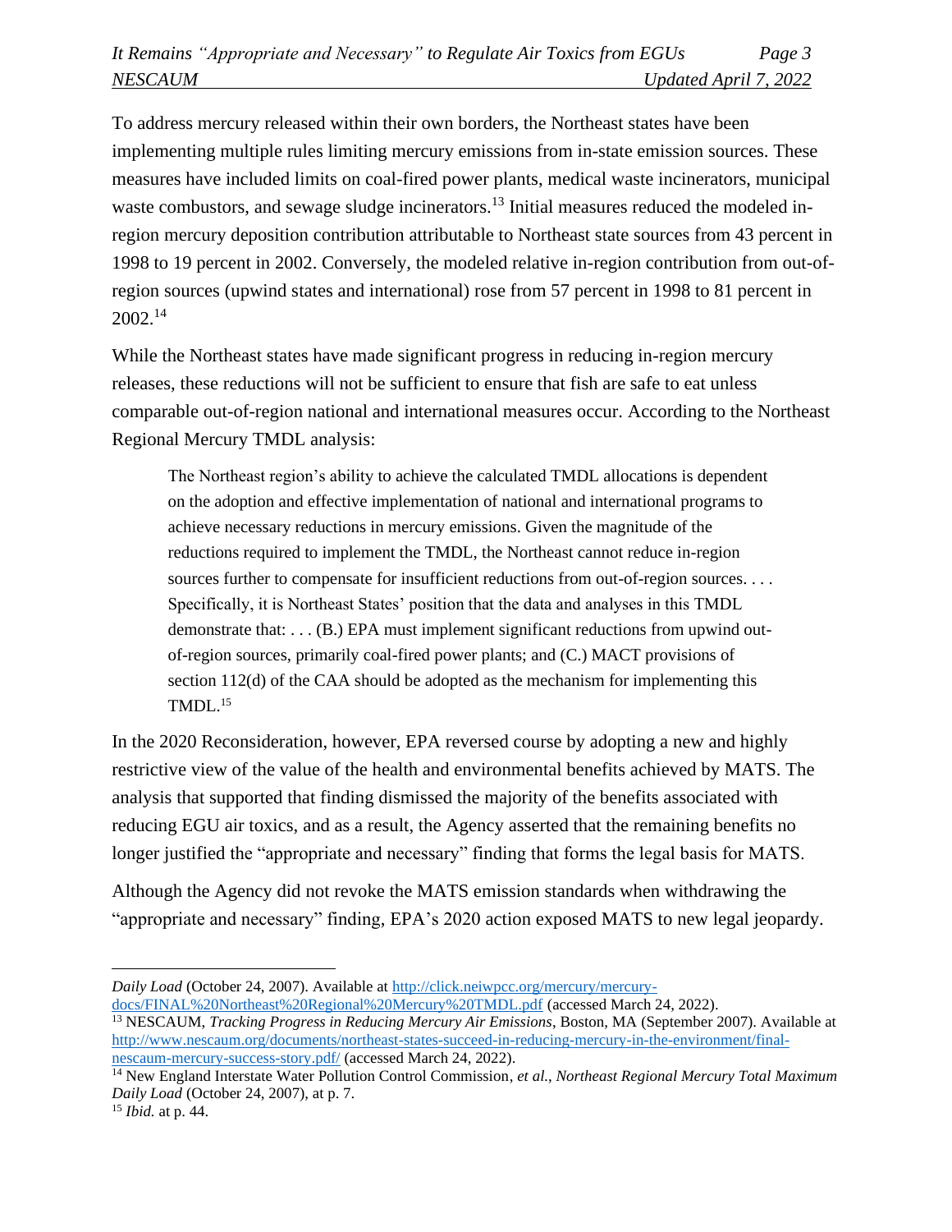To address mercury released within their own borders, the Northeast states have been implementing multiple rules limiting mercury emissions from in-state emission sources. These measures have included limits on coal-fired power plants, medical waste incinerators, municipal waste combustors, and sewage sludge incinerators.[13] Initial measures reduced the modeled in-region mercury deposition contribution attributable to Northeast state sources from 43 percent in 1998 to 19 percent in 2002. Conversely, the modeled relative in-region contribution from out-of-region sources (upwind states and international) rose from 57 percent in 1998 to 81 percent in 2002.[14]

While the Northeast states have made significant progress in reducing in-region mercury releases, these reductions will not be sufficient to ensure that fish are safe to eat unless comparable out-of-region national and international measures occur. According to the Northeast Regional Mercury TMDL analysis:

> The Northeast region's ability to achieve the calculated TMDL allocations is dependent on the adoption and effective implementation of national and international programs to achieve necessary reductions in mercury emissions. Given the magnitude of the reductions required to implement the TMDL, the Northeast cannot reduce in-region sources further to compensate for insufficient reductions from out-of-region sources. . . . Specifically, it is Northeast States' position that the data and analyses in this TMDL demonstrate that: . . . (B.) EPA must implement significant reductions from upwind out-of-region sources, primarily coal-fired power plants; and (C.) MACT provisions of section 112(d) of the CAA should be adopted as the mechanism for implementing this TMDL.[15]

In the 2020 Reconsideration, however, EPA reversed course by adopting a new and highly restrictive view of the value of the health and environmental benefits achieved by MATS. The analysis that supported that finding dismissed the majority of the benefits associated with reducing EGU air toxics, and as a result, the Agency asserted that the remaining benefits no longer justified the "appropriate and necessary" finding that forms the legal basis for MATS.

Although the Agency did not revoke the MATS emission standards when withdrawing the "appropriate and necessary" finding, EPA's 2020 action exposed MATS to new legal jeopardy.

---

*Daily Load* (October 24, 2007). Available at http://click.neiwpcc.org/mercury/mercury-docs/FINAL%20Northeast%20Regional%20Mercury%20TMDL.pdf (accessed March 24, 2022).

[13] NESCAUM, *Tracking Progress in Reducing Mercury Air Emissions*, Boston, MA (September 2007). Available at http://www.nescaum.org/documents/northeast-states-succeed-in-reducing-mercury-in-the-environment/final-nescaum-mercury-success-story.pdf/ (accessed March 24, 2022).

[14] New England Interstate Water Pollution Control Commission, *et al.*, *Northeast Regional Mercury Total Maximum Daily Load* (October 24, 2007), at p. 7.

[15] *Ibid.* at p. 44.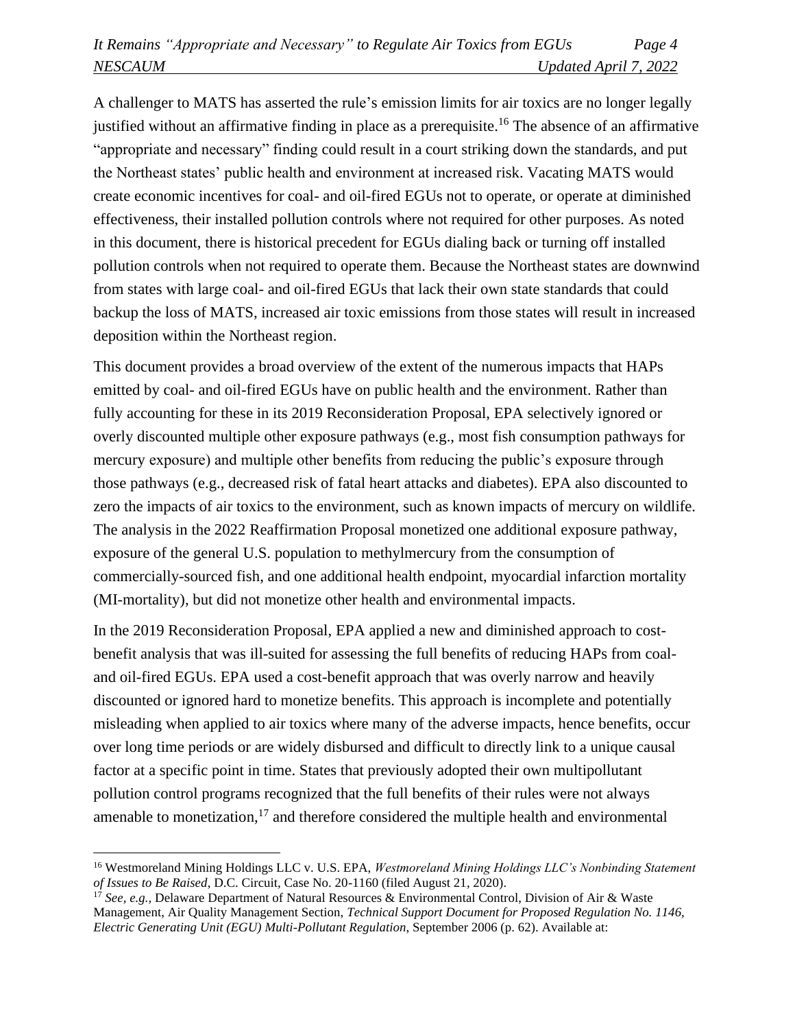A challenger to MATS has asserted the rule's emission limits for air toxics are no longer legally justified without an affirmative finding in place as a prerequisite.[16] The absence of an affirmative "appropriate and necessary" finding could result in a court striking down the standards, and put the Northeast states' public health and environment at increased risk. Vacating MATS would create economic incentives for coal- and oil-fired EGUs not to operate, or operate at diminished effectiveness, their installed pollution controls where not required for other purposes. As noted in this document, there is historical precedent for EGUs dialing back or turning off installed pollution controls when not required to operate them. Because the Northeast states are downwind from states with large coal- and oil-fired EGUs that lack their own state standards that could backup the loss of MATS, increased air toxic emissions from those states will result in increased deposition within the Northeast region.

This document provides a broad overview of the extent of the numerous impacts that HAPs emitted by coal- and oil-fired EGUs have on public health and the environment. Rather than fully accounting for these in its 2019 Reconsideration Proposal, EPA selectively ignored or overly discounted multiple other exposure pathways (e.g., most fish consumption pathways for mercury exposure) and multiple other benefits from reducing the public's exposure through those pathways (e.g., decreased risk of fatal heart attacks and diabetes). EPA also discounted to zero the impacts of air toxics to the environment, such as known impacts of mercury on wildlife. The analysis in the 2022 Reaffirmation Proposal monetized one additional exposure pathway, exposure of the general U.S. population to methylmercury from the consumption of commercially-sourced fish, and one additional health endpoint, myocardial infarction mortality (MI-mortality), but did not monetize other health and environmental impacts.

In the 2019 Reconsideration Proposal, EPA applied a new and diminished approach to cost-benefit analysis that was ill-suited for assessing the full benefits of reducing HAPs from coal- and oil-fired EGUs. EPA used a cost-benefit approach that was overly narrow and heavily discounted or ignored hard to monetize benefits. This approach is incomplete and potentially misleading when applied to air toxics where many of the adverse impacts, hence benefits, occur over long time periods or are widely disbursed and difficult to directly link to a unique causal factor at a specific point in time. States that previously adopted their own multipollutant pollution control programs recognized that the full benefits of their rules were not always amenable to monetization,[17] and therefore considered the multiple health and environmental

---

[16] Westmoreland Mining Holdings LLC v. U.S. EPA, *Westmoreland Mining Holdings LLC's Nonbinding Statement of Issues to Be Raised*, D.C. Circuit, Case No. 20-1160 (filed August 21, 2020).

[17] *See, e.g.,* Delaware Department of Natural Resources & Environmental Control, Division of Air & Waste Management, Air Quality Management Section, *Technical Support Document for Proposed Regulation No. 1146, Electric Generating Unit (EGU) Multi-Pollutant Regulation*, September 2006 (p. 62). Available at: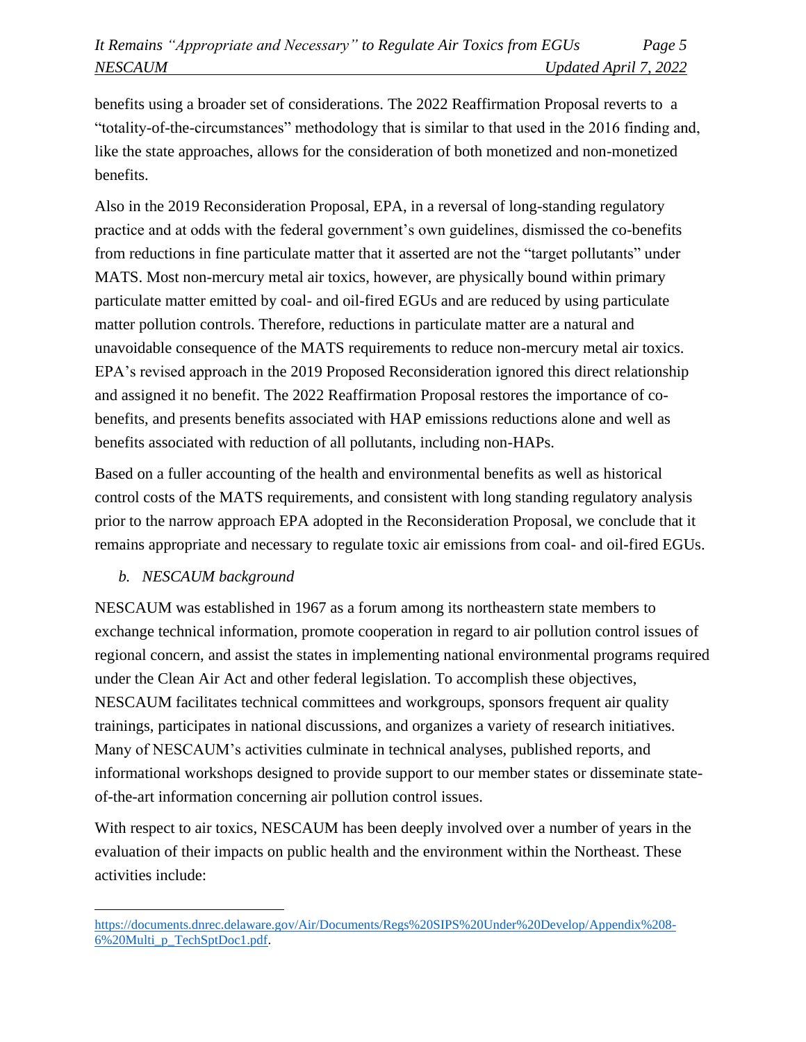benefits using a broader set of considerations. The 2022 Reaffirmation Proposal reverts to a "totality-of-the-circumstances" methodology that is similar to that used in the 2016 finding and, like the state approaches, allows for the consideration of both monetized and non-monetized benefits.

Also in the 2019 Reconsideration Proposal, EPA, in a reversal of long-standing regulatory practice and at odds with the federal government's own guidelines, dismissed the co-benefits from reductions in fine particulate matter that it asserted are not the "target pollutants" under MATS. Most non-mercury metal air toxics, however, are physically bound within primary particulate matter emitted by coal- and oil-fired EGUs and are reduced by using particulate matter pollution controls. Therefore, reductions in particulate matter are a natural and unavoidable consequence of the MATS requirements to reduce non-mercury metal air toxics. EPA's revised approach in the 2019 Proposed Reconsideration ignored this direct relationship and assigned it no benefit. The 2022 Reaffirmation Proposal restores the importance of co-benefits, and presents benefits associated with HAP emissions reductions alone and well as benefits associated with reduction of all pollutants, including non-HAPs.

Based on a fuller accounting of the health and environmental benefits as well as historical control costs of the MATS requirements, and consistent with long standing regulatory analysis prior to the narrow approach EPA adopted in the Reconsideration Proposal, we conclude that it remains appropriate and necessary to regulate toxic air emissions from coal- and oil-fired EGUs.

### *b. NESCAUM background*

NESCAUM was established in 1967 as a forum among its northeastern state members to exchange technical information, promote cooperation in regard to air pollution control issues of regional concern, and assist the states in implementing national environmental programs required under the Clean Air Act and other federal legislation. To accomplish these objectives, NESCAUM facilitates technical committees and workgroups, sponsors frequent air quality trainings, participates in national discussions, and organizes a variety of research initiatives. Many of NESCAUM's activities culminate in technical analyses, published reports, and informational workshops designed to provide support to our member states or disseminate state-of-the-art information concerning air pollution control issues.

With respect to air toxics, NESCAUM has been deeply involved over a number of years in the evaluation of their impacts on public health and the environment within the Northeast. These activities include:

---

https://documents.dnrec.delaware.gov/Air/Documents/Regs%20SIPS%20Under%20Develop/Appendix%208-6%20Multi_p_TechSptDoc1.pdf.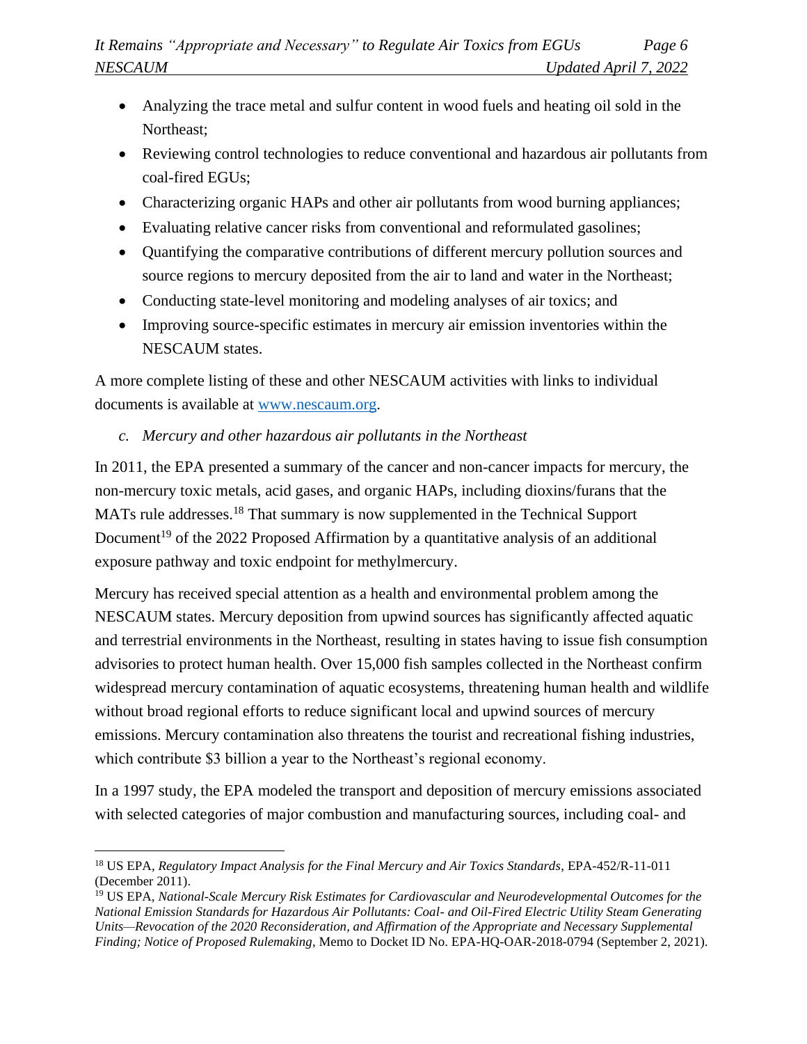- Analyzing the trace metal and sulfur content in wood fuels and heating oil sold in the Northeast;
- Reviewing control technologies to reduce conventional and hazardous air pollutants from coal-fired EGUs;
- Characterizing organic HAPs and other air pollutants from wood burning appliances;
- Evaluating relative cancer risks from conventional and reformulated gasolines;
- Quantifying the comparative contributions of different mercury pollution sources and source regions to mercury deposited from the air to land and water in the Northeast;
- Conducting state-level monitoring and modeling analyses of air toxics; and
- Improving source-specific estimates in mercury air emission inventories within the NESCAUM states.

A more complete listing of these and other NESCAUM activities with links to individual documents is available at [www.nescaum.org](http://www.nescaum.org).

*c. Mercury and other hazardous air pollutants in the Northeast*

In 2011, the EPA presented a summary of the cancer and non-cancer impacts for mercury, the non-mercury toxic metals, acid gases, and organic HAPs, including dioxins/furans that the MATs rule addresses.[18] That summary is now supplemented in the Technical Support Document[19] of the 2022 Proposed Affirmation by a quantitative analysis of an additional exposure pathway and toxic endpoint for methylmercury.

Mercury has received special attention as a health and environmental problem among the NESCAUM states. Mercury deposition from upwind sources has significantly affected aquatic and terrestrial environments in the Northeast, resulting in states having to issue fish consumption advisories to protect human health. Over 15,000 fish samples collected in the Northeast confirm widespread mercury contamination of aquatic ecosystems, threatening human health and wildlife without broad regional efforts to reduce significant local and upwind sources of mercury emissions. Mercury contamination also threatens the tourist and recreational fishing industries, which contribute $3 billion a year to the Northeast's regional economy.

In a 1997 study, the EPA modeled the transport and deposition of mercury emissions associated with selected categories of major combustion and manufacturing sources, including coal- and

[18] US EPA, *Regulatory Impact Analysis for the Final Mercury and Air Toxics Standards*, EPA-452/R-11-011 (December 2011).

[19] US EPA, *National-Scale Mercury Risk Estimates for Cardiovascular and Neurodevelopmental Outcomes for the National Emission Standards for Hazardous Air Pollutants: Coal- and Oil-Fired Electric Utility Steam Generating Units—Revocation of the 2020 Reconsideration, and Affirmation of the Appropriate and Necessary Supplemental Finding; Notice of Proposed Rulemaking*, Memo to Docket ID No. EPA-HQ-OAR-2018-0794 (September 2, 2021).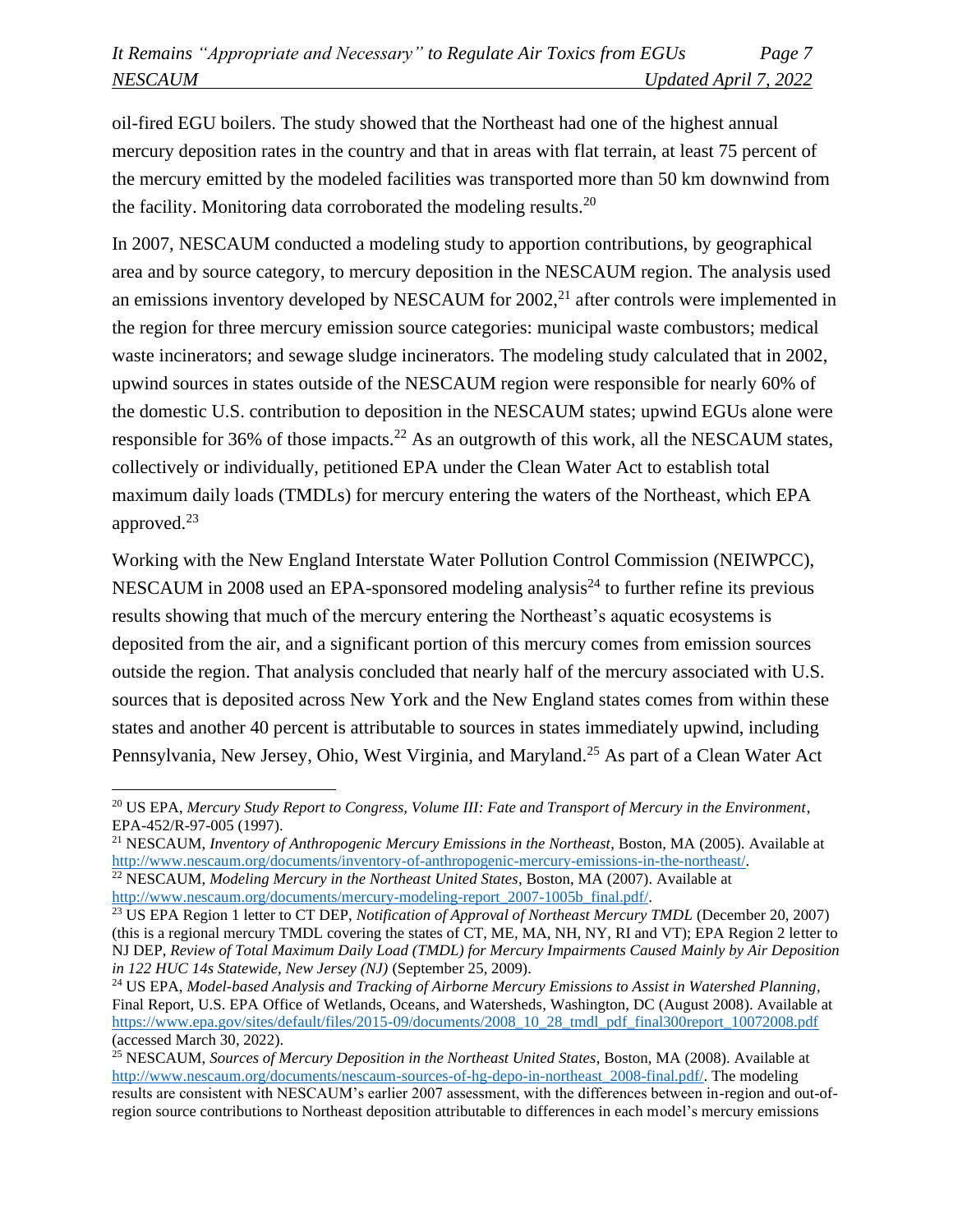oil-fired EGU boilers. The study showed that the Northeast had one of the highest annual mercury deposition rates in the country and that in areas with flat terrain, at least 75 percent of the mercury emitted by the modeled facilities was transported more than 50 km downwind from the facility. Monitoring data corroborated the modeling results.[20]

In 2007, NESCAUM conducted a modeling study to apportion contributions, by geographical area and by source category, to mercury deposition in the NESCAUM region. The analysis used an emissions inventory developed by NESCAUM for 2002,[21] after controls were implemented in the region for three mercury emission source categories: municipal waste combustors; medical waste incinerators; and sewage sludge incinerators. The modeling study calculated that in 2002, upwind sources in states outside of the NESCAUM region were responsible for nearly 60% of the domestic U.S. contribution to deposition in the NESCAUM states; upwind EGUs alone were responsible for 36% of those impacts.[22] As an outgrowth of this work, all the NESCAUM states, collectively or individually, petitioned EPA under the Clean Water Act to establish total maximum daily loads (TMDLs) for mercury entering the waters of the Northeast, which EPA approved.[23]

Working with the New England Interstate Water Pollution Control Commission (NEIWPCC), NESCAUM in 2008 used an EPA-sponsored modeling analysis[24] to further refine its previous results showing that much of the mercury entering the Northeast's aquatic ecosystems is deposited from the air, and a significant portion of this mercury comes from emission sources outside the region. That analysis concluded that nearly half of the mercury associated with U.S. sources that is deposited across New York and the New England states comes from within these states and another 40 percent is attributable to sources in states immediately upwind, including Pennsylvania, New Jersey, Ohio, West Virginia, and Maryland.[25] As part of a Clean Water Act

---

[20] US EPA, *Mercury Study Report to Congress, Volume III: Fate and Transport of Mercury in the Environment*, EPA-452/R-97-005 (1997).

[21] NESCAUM, *Inventory of Anthropogenic Mercury Emissions in the Northeast*, Boston, MA (2005). Available at http://www.nescaum.org/documents/inventory-of-anthropogenic-mercury-emissions-in-the-northeast/.

[22] NESCAUM, *Modeling Mercury in the Northeast United States*, Boston, MA (2007). Available at http://www.nescaum.org/documents/mercury-modeling-report_2007-1005b_final.pdf/.

[23] US EPA Region 1 letter to CT DEP, *Notification of Approval of Northeast Mercury TMDL* (December 20, 2007) (this is a regional mercury TMDL covering the states of CT, ME, MA, NH, NY, RI and VT); EPA Region 2 letter to NJ DEP, *Review of Total Maximum Daily Load (TMDL) for Mercury Impairments Caused Mainly by Air Deposition in 122 HUC 14s Statewide, New Jersey (NJ)* (September 25, 2009).

[24] US EPA, *Model-based Analysis and Tracking of Airborne Mercury Emissions to Assist in Watershed Planning*, Final Report, U.S. EPA Office of Wetlands, Oceans, and Watersheds, Washington, DC (August 2008). Available at https://www.epa.gov/sites/default/files/2015-09/documents/2008_10_28_tmdl_pdf_final300report_10072008.pdf (accessed March 30, 2022).

[25] NESCAUM, *Sources of Mercury Deposition in the Northeast United States*, Boston, MA (2008). Available at http://www.nescaum.org/documents/nescaum-sources-of-hg-depo-in-northeast_2008-final.pdf/. The modeling results are consistent with NESCAUM's earlier 2007 assessment, with the differences between in-region and out-of-region source contributions to Northeast deposition attributable to differences in each model's mercury emissions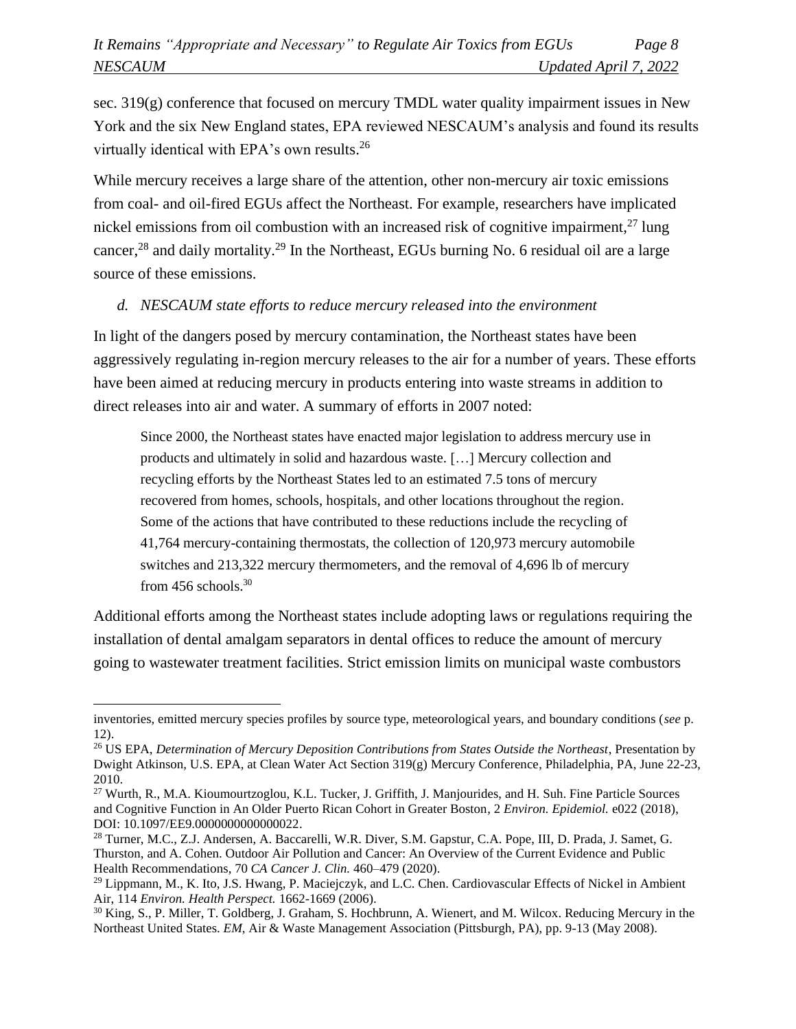sec. 319(g) conference that focused on mercury TMDL water quality impairment issues in New York and the six New England states, EPA reviewed NESCAUM's analysis and found its results virtually identical with EPA's own results.[26]

While mercury receives a large share of the attention, other non-mercury air toxic emissions from coal- and oil-fired EGUs affect the Northeast. For example, researchers have implicated nickel emissions from oil combustion with an increased risk of cognitive impairment,[27] lung cancer,[28] and daily mortality.[29] In the Northeast, EGUs burning No. 6 residual oil are a large source of these emissions.

*d. NESCAUM state efforts to reduce mercury released into the environment*

In light of the dangers posed by mercury contamination, the Northeast states have been aggressively regulating in-region mercury releases to the air for a number of years. These efforts have been aimed at reducing mercury in products entering into waste streams in addition to direct releases into air and water. A summary of efforts in 2007 noted:

> Since 2000, the Northeast states have enacted major legislation to address mercury use in products and ultimately in solid and hazardous waste. [...] Mercury collection and recycling efforts by the Northeast States led to an estimated 7.5 tons of mercury recovered from homes, schools, hospitals, and other locations throughout the region. Some of the actions that have contributed to these reductions include the recycling of 41,764 mercury-containing thermostats, the collection of 120,973 mercury automobile switches and 213,322 mercury thermometers, and the removal of 4,696 lb of mercury from 456 schools.[30]

Additional efforts among the Northeast states include adopting laws or regulations requiring the installation of dental amalgam separators in dental offices to reduce the amount of mercury going to wastewater treatment facilities. Strict emission limits on municipal waste combustors

---

inventories, emitted mercury species profiles by source type, meteorological years, and boundary conditions (*see* p. 12).

[26] US EPA, *Determination of Mercury Deposition Contributions from States Outside the Northeast*, Presentation by Dwight Atkinson, U.S. EPA, at Clean Water Act Section 319(g) Mercury Conference, Philadelphia, PA, June 22-23, 2010.

[27] Wurth, R., M.A. Kioumourtzoglou, K.L. Tucker, J. Griffith, J. Manjourides, and H. Suh. Fine Particle Sources and Cognitive Function in An Older Puerto Rican Cohort in Greater Boston, 2 *Environ. Epidemiol.* e022 (2018), DOI: 10.1097/EE9.0000000000000022.

[28] Turner, M.C., Z.J. Andersen, A. Baccarelli, W.R. Diver, S.M. Gapstur, C.A. Pope, III, D. Prada, J. Samet, G. Thurston, and A. Cohen. Outdoor Air Pollution and Cancer: An Overview of the Current Evidence and Public Health Recommendations, 70 *CA Cancer J. Clin.* 460–479 (2020).

[29] Lippmann, M., K. Ito, J.S. Hwang, P. Maciejczyk, and L.C. Chen. Cardiovascular Effects of Nickel in Ambient Air, 114 *Environ. Health Perspect.* 1662-1669 (2006).

[30] King, S., P. Miller, T. Goldberg, J. Graham, S. Hochbrunn, A. Wienert, and M. Wilcox. Reducing Mercury in the Northeast United States. *EM*, Air & Waste Management Association (Pittsburgh, PA), pp. 9-13 (May 2008).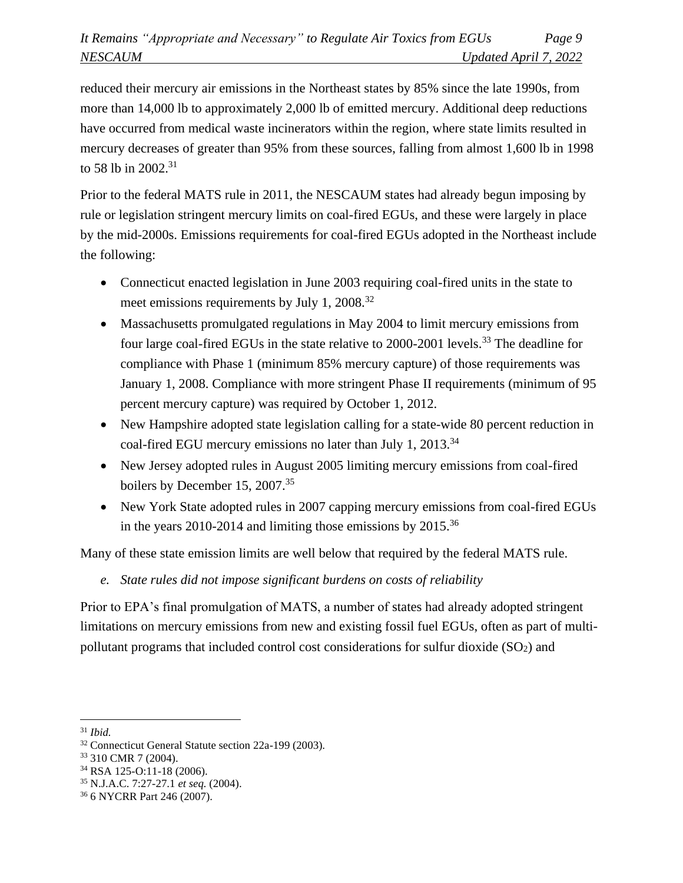reduced their mercury air emissions in the Northeast states by 85% since the late 1990s, from more than 14,000 lb to approximately 2,000 lb of emitted mercury. Additional deep reductions have occurred from medical waste incinerators within the region, where state limits resulted in mercury decreases of greater than 95% from these sources, falling from almost 1,600 lb in 1998 to 58 lb in 2002.[31]

Prior to the federal MATS rule in 2011, the NESCAUM states had already begun imposing by rule or legislation stringent mercury limits on coal-fired EGUs, and these were largely in place by the mid-2000s. Emissions requirements for coal-fired EGUs adopted in the Northeast include the following:

- Connecticut enacted legislation in June 2003 requiring coal-fired units in the state to meet emissions requirements by July 1, 2008.[32]
- Massachusetts promulgated regulations in May 2004 to limit mercury emissions from four large coal-fired EGUs in the state relative to 2000-2001 levels.[33] The deadline for compliance with Phase 1 (minimum 85% mercury capture) of those requirements was January 1, 2008. Compliance with more stringent Phase II requirements (minimum of 95 percent mercury capture) was required by October 1, 2012.
- New Hampshire adopted state legislation calling for a state-wide 80 percent reduction in coal-fired EGU mercury emissions no later than July 1, 2013.[34]
- New Jersey adopted rules in August 2005 limiting mercury emissions from coal-fired boilers by December 15, 2007.[35]
- New York State adopted rules in 2007 capping mercury emissions from coal-fired EGUs in the years 2010-2014 and limiting those emissions by 2015.[36]

Many of these state emission limits are well below that required by the federal MATS rule.

*e. State rules did not impose significant burdens on costs of reliability*

Prior to EPA's final promulgation of MATS, a number of states had already adopted stringent limitations on mercury emissions from new and existing fossil fuel EGUs, often as part of multi-pollutant programs that included control cost considerations for sulfur dioxide ($SO_2$) and

---

[31] *Ibid.*

[32] Connecticut General Statute section 22a-199 (2003).

[33] 310 CMR 7 (2004).

[34] RSA 125-O:11-18 (2006).

[35] N.J.A.C. 7:27-27.1 *et seq.* (2004).

[36] 6 NYCRR Part 246 (2007).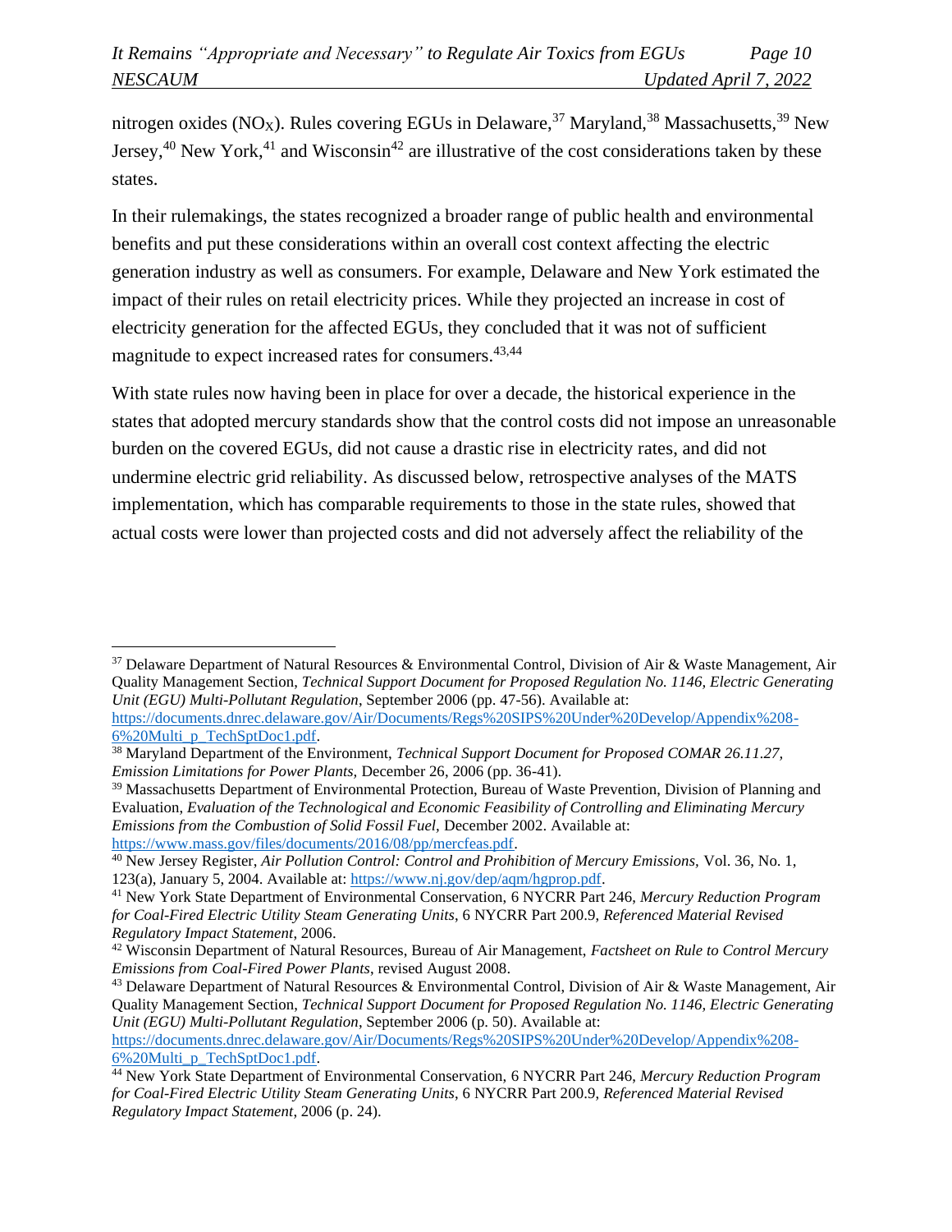nitrogen oxides ($NO_X$). Rules covering EGUs in Delaware,[37] Maryland,[38] Massachusetts,[39] New Jersey,[40] New York,[41] and Wisconsin[42] are illustrative of the cost considerations taken by these states.

In their rulemakings, the states recognized a broader range of public health and environmental benefits and put these considerations within an overall cost context affecting the electric generation industry as well as consumers. For example, Delaware and New York estimated the impact of their rules on retail electricity prices. While they projected an increase in cost of electricity generation for the affected EGUs, they concluded that it was not of sufficient magnitude to expect increased rates for consumers.[43,44]

With state rules now having been in place for over a decade, the historical experience in the states that adopted mercury standards show that the control costs did not impose an unreasonable burden on the covered EGUs, did not cause a drastic rise in electricity rates, and did not undermine electric grid reliability. As discussed below, retrospective analyses of the MATS implementation, which has comparable requirements to those in the state rules, showed that actual costs were lower than projected costs and did not adversely affect the reliability of the

---

[37] Delaware Department of Natural Resources & Environmental Control, Division of Air & Waste Management, Air Quality Management Section, *Technical Support Document for Proposed Regulation No. 1146, Electric Generating Unit (EGU) Multi-Pollutant Regulation*, September 2006 (pp. 47-56). Available at: https://documents.dnrec.delaware.gov/Air/Documents/Regs%20SIPS%20Under%20Develop/Appendix%208-6%20Multi_p_TechSptDoc1.pdf.

[38] Maryland Department of the Environment, *Technical Support Document for Proposed COMAR 26.11.27, Emission Limitations for Power Plants,* December 26, 2006 (pp. 36-41).

[39] Massachusetts Department of Environmental Protection, Bureau of Waste Prevention, Division of Planning and Evaluation, *Evaluation of the Technological and Economic Feasibility of Controlling and Eliminating Mercury Emissions from the Combustion of Solid Fossil Fuel,* December 2002. Available at: https://www.mass.gov/files/documents/2016/08/pp/mercfeas.pdf.

[40] New Jersey Register, *Air Pollution Control: Control and Prohibition of Mercury Emissions,* Vol. 36, No. 1, 123(a), January 5, 2004. Available at: https://www.nj.gov/dep/aqm/hgprop.pdf.

[41] New York State Department of Environmental Conservation, 6 NYCRR Part 246, *Mercury Reduction Program for Coal-Fired Electric Utility Steam Generating Units*, 6 NYCRR Part 200.9, *Referenced Material Revised Regulatory Impact Statement*, 2006.

[42] Wisconsin Department of Natural Resources, Bureau of Air Management, *Factsheet on Rule to Control Mercury Emissions from Coal-Fired Power Plants*, revised August 2008.

[43] Delaware Department of Natural Resources & Environmental Control, Division of Air & Waste Management, Air Quality Management Section, *Technical Support Document for Proposed Regulation No. 1146, Electric Generating Unit (EGU) Multi-Pollutant Regulation*, September 2006 (p. 50). Available at: https://documents.dnrec.delaware.gov/Air/Documents/Regs%20SIPS%20Under%20Develop/Appendix%208-6%20Multi_p_TechSptDoc1.pdf.

[44] New York State Department of Environmental Conservation, 6 NYCRR Part 246, *Mercury Reduction Program for Coal-Fired Electric Utility Steam Generating Units*, 6 NYCRR Part 200.9, *Referenced Material Revised Regulatory Impact Statement*, 2006 (p. 24).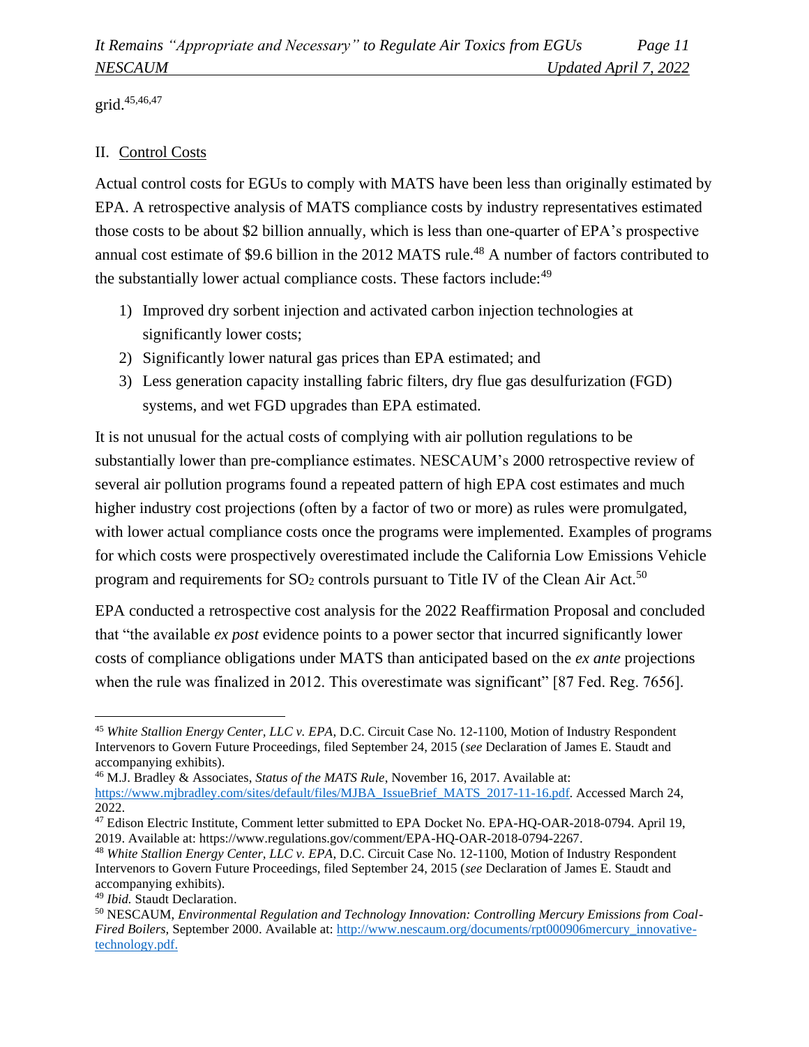grid.[45,46,47]

## II. Control Costs

Actual control costs for EGUs to comply with MATS have been less than originally estimated by EPA. A retrospective analysis of MATS compliance costs by industry representatives estimated those costs to be about $2 billion annually, which is less than one-quarter of EPA's prospective annual cost estimate of $9.6 billion in the 2012 MATS rule.[48] A number of factors contributed to the substantially lower actual compliance costs. These factors include:[49]

1) Improved dry sorbent injection and activated carbon injection technologies at significantly lower costs;
2) Significantly lower natural gas prices than EPA estimated; and
3) Less generation capacity installing fabric filters, dry flue gas desulfurization (FGD) systems, and wet FGD upgrades than EPA estimated.

It is not unusual for the actual costs of complying with air pollution regulations to be substantially lower than pre-compliance estimates. NESCAUM's 2000 retrospective review of several air pollution programs found a repeated pattern of high EPA cost estimates and much higher industry cost projections (often by a factor of two or more) as rules were promulgated, with lower actual compliance costs once the programs were implemented. Examples of programs for which costs were prospectively overestimated include the California Low Emissions Vehicle program and requirements for $SO_2$ controls pursuant to Title IV of the Clean Air Act.[50]

EPA conducted a retrospective cost analysis for the 2022 Reaffirmation Proposal and concluded that "the available *ex post* evidence points to a power sector that incurred significantly lower costs of compliance obligations under MATS than anticipated based on the *ex ante* projections when the rule was finalized in 2012. This overestimate was significant" [87 Fed. Reg. 7656].

---

[45] *White Stallion Energy Center, LLC v. EPA*, D.C. Circuit Case No. 12-1100, Motion of Industry Respondent Intervenors to Govern Future Proceedings, filed September 24, 2015 (*see* Declaration of James E. Staudt and accompanying exhibits).

[46] M.J. Bradley & Associates, *Status of the MATS Rule*, November 16, 2017. Available at: https://www.mjbradley.com/sites/default/files/MJBA_IssueBrief_MATS_2017-11-16.pdf. Accessed March 24, 2022.

[47] Edison Electric Institute, Comment letter submitted to EPA Docket No. EPA-HQ-OAR-2018-0794. April 19, 2019. Available at: https://www.regulations.gov/comment/EPA-HQ-OAR-2018-0794-2267.

[48] *White Stallion Energy Center, LLC v. EPA*, D.C. Circuit Case No. 12-1100, Motion of Industry Respondent Intervenors to Govern Future Proceedings, filed September 24, 2015 (*see* Declaration of James E. Staudt and accompanying exhibits).

[49] *Ibid.* Staudt Declaration.

[50] NESCAUM, *Environmental Regulation and Technology Innovation: Controlling Mercury Emissions from Coal-Fired Boilers,* September 2000. Available at: http://www.nescaum.org/documents/rpt000906mercury_innovative-technology.pdf.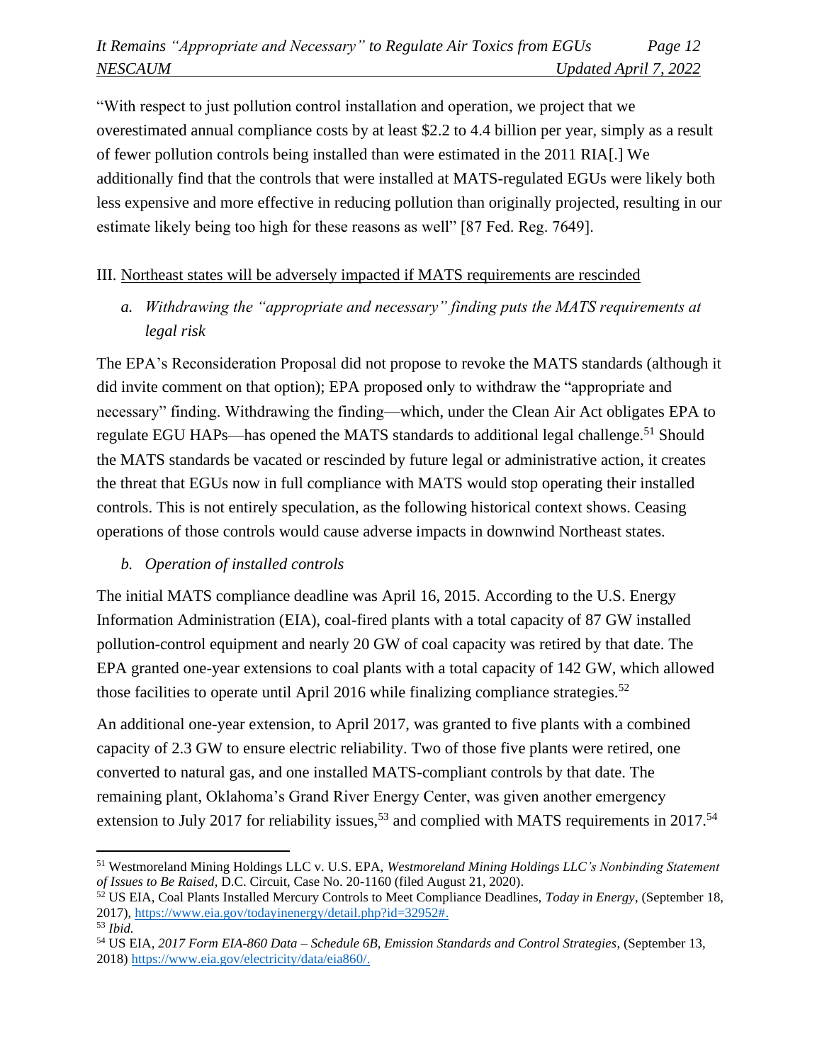"With respect to just pollution control installation and operation, we project that we overestimated annual compliance costs by at least $2.2 to 4.4 billion per year, simply as a result of fewer pollution controls being installed than were estimated in the 2011 RIA[.] We additionally find that the controls that were installed at MATS-regulated EGUs were likely both less expensive and more effective in reducing pollution than originally projected, resulting in our estimate likely being too high for these reasons as well" [87 Fed. Reg. 7649].

## III. Northeast states will be adversely impacted if MATS requirements are rescinded

### *a. Withdrawing the "appropriate and necessary" finding puts the MATS requirements at legal risk*

The EPA's Reconsideration Proposal did not propose to revoke the MATS standards (although it did invite comment on that option); EPA proposed only to withdraw the "appropriate and necessary" finding. Withdrawing the finding—which, under the Clean Air Act obligates EPA to regulate EGU HAPs—has opened the MATS standards to additional legal challenge.[51] Should the MATS standards be vacated or rescinded by future legal or administrative action, it creates the threat that EGUs now in full compliance with MATS would stop operating their installed controls. This is not entirely speculation, as the following historical context shows. Ceasing operations of those controls would cause adverse impacts in downwind Northeast states.

### *b. Operation of installed controls*

The initial MATS compliance deadline was April 16, 2015. According to the U.S. Energy Information Administration (EIA), coal-fired plants with a total capacity of 87 GW installed pollution-control equipment and nearly 20 GW of coal capacity was retired by that date. The EPA granted one-year extensions to coal plants with a total capacity of 142 GW, which allowed those facilities to operate until April 2016 while finalizing compliance strategies.[52]

An additional one-year extension, to April 2017, was granted to five plants with a combined capacity of 2.3 GW to ensure electric reliability. Two of those five plants were retired, one converted to natural gas, and one installed MATS-compliant controls by that date. The remaining plant, Oklahoma's Grand River Energy Center, was given another emergency extension to July 2017 for reliability issues,[53] and complied with MATS requirements in 2017.[54]

---

[51] Westmoreland Mining Holdings LLC v. U.S. EPA, *Westmoreland Mining Holdings LLC's Nonbinding Statement of Issues to Be Raised*, D.C. Circuit, Case No. 20-1160 (filed August 21, 2020).

[52] US EIA, Coal Plants Installed Mercury Controls to Meet Compliance Deadlines, *Today in Energy*, (September 18, 2017), https://www.eia.gov/todayinenergy/detail.php?id=32952#.

[53] *Ibid.*

[54] US EIA, *2017 Form EIA-860 Data – Schedule 6B, Emission Standards and Control Strategies*, (September 13, 2018) https://www.eia.gov/electricity/data/eia860/.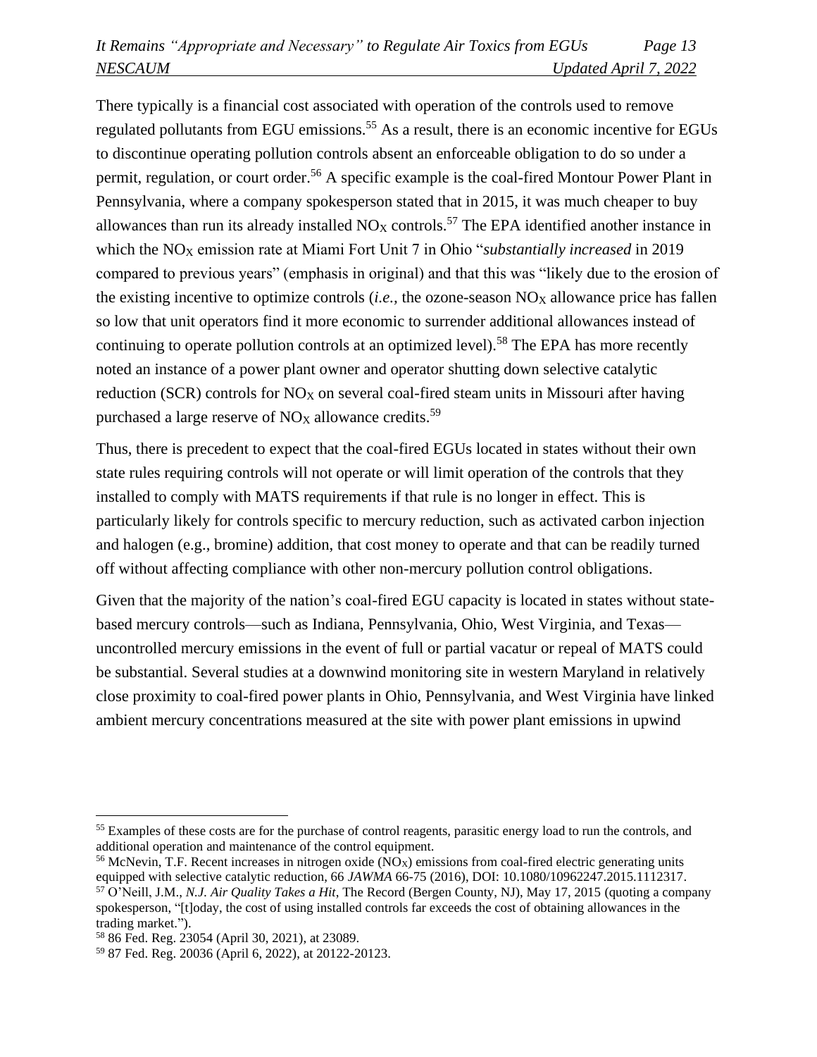There typically is a financial cost associated with operation of the controls used to remove regulated pollutants from EGU emissions.[55] As a result, there is an economic incentive for EGUs to discontinue operating pollution controls absent an enforceable obligation to do so under a permit, regulation, or court order.[56] A specific example is the coal-fired Montour Power Plant in Pennsylvania, where a company spokesperson stated that in 2015, it was much cheaper to buy allowances than run its already installed $NO_X$ controls.[57] The EPA identified another instance in which the $NO_X$ emission rate at Miami Fort Unit 7 in Ohio "*substantially increased* in 2019 compared to previous years" (emphasis in original) and that this was "likely due to the erosion of the existing incentive to optimize controls (*i.e.*, the ozone-season $NO_X$ allowance price has fallen so low that unit operators find it more economic to surrender additional allowances instead of continuing to operate pollution controls at an optimized level).[58] The EPA has more recently noted an instance of a power plant owner and operator shutting down selective catalytic reduction (SCR) controls for $NO_X$ on several coal-fired steam units in Missouri after having purchased a large reserve of $NO_X$ allowance credits.[59]

Thus, there is precedent to expect that the coal-fired EGUs located in states without their own state rules requiring controls will not operate or will limit operation of the controls that they installed to comply with MATS requirements if that rule is no longer in effect. This is particularly likely for controls specific to mercury reduction, such as activated carbon injection and halogen (e.g., bromine) addition, that cost money to operate and that can be readily turned off without affecting compliance with other non-mercury pollution control obligations.

Given that the majority of the nation's coal-fired EGU capacity is located in states without state-based mercury controls—such as Indiana, Pennsylvania, Ohio, West Virginia, and Texas—uncontrolled mercury emissions in the event of full or partial vacatur or repeal of MATS could be substantial. Several studies at a downwind monitoring site in western Maryland in relatively close proximity to coal-fired power plants in Ohio, Pennsylvania, and West Virginia have linked ambient mercury concentrations measured at the site with power plant emissions in upwind

---

[55] Examples of these costs are for the purchase of control reagents, parasitic energy load to run the controls, and additional operation and maintenance of the control equipment.

[56] McNevin, T.F. Recent increases in nitrogen oxide ($NO_X$) emissions from coal-fired electric generating units equipped with selective catalytic reduction, 66 *JAWMA* 66-75 (2016), DOI: 10.1080/10962247.2015.1112317.

[57] O'Neill, J.M., *N.J. Air Quality Takes a Hit*, The Record (Bergen County, NJ), May 17, 2015 (quoting a company spokesperson, "[t]oday, the cost of using installed controls far exceeds the cost of obtaining allowances in the trading market.").

[58] 86 Fed. Reg. 23054 (April 30, 2021), at 23089.

[59] 87 Fed. Reg. 20036 (April 6, 2022), at 20122-20123.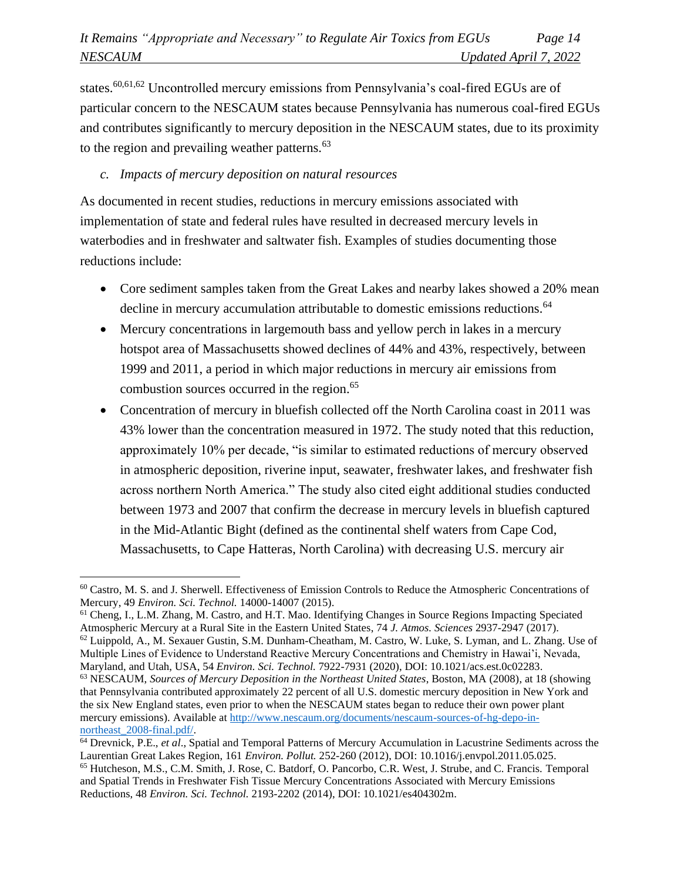states.[60,61,62] Uncontrolled mercury emissions from Pennsylvania's coal-fired EGUs are of particular concern to the NESCAUM states because Pennsylvania has numerous coal-fired EGUs and contributes significantly to mercury deposition in the NESCAUM states, due to its proximity to the region and prevailing weather patterns.[63]

*c. Impacts of mercury deposition on natural resources*

As documented in recent studies, reductions in mercury emissions associated with implementation of state and federal rules have resulted in decreased mercury levels in waterbodies and in freshwater and saltwater fish. Examples of studies documenting those reductions include:

- Core sediment samples taken from the Great Lakes and nearby lakes showed a 20% mean decline in mercury accumulation attributable to domestic emissions reductions.[64]
- Mercury concentrations in largemouth bass and yellow perch in lakes in a mercury hotspot area of Massachusetts showed declines of 44% and 43%, respectively, between 1999 and 2011, a period in which major reductions in mercury air emissions from combustion sources occurred in the region.[65]
- Concentration of mercury in bluefish collected off the North Carolina coast in 2011 was 43% lower than the concentration measured in 1972. The study noted that this reduction, approximately 10% per decade, "is similar to estimated reductions of mercury observed in atmospheric deposition, riverine input, seawater, freshwater lakes, and freshwater fish across northern North America." The study also cited eight additional studies conducted between 1973 and 2007 that confirm the decrease in mercury levels in bluefish captured in the Mid-Atlantic Bight (defined as the continental shelf waters from Cape Cod, Massachusetts, to Cape Hatteras, North Carolina) with decreasing U.S. mercury air

---

[60] Castro, M. S. and J. Sherwell. Effectiveness of Emission Controls to Reduce the Atmospheric Concentrations of Mercury, 49 *Environ. Sci. Technol.* 14000-14007 (2015).

[61] Cheng, I., L.M. Zhang, M. Castro, and H.T. Mao. Identifying Changes in Source Regions Impacting Speciated Atmospheric Mercury at a Rural Site in the Eastern United States, 74 *J. Atmos. Sciences* 2937-2947 (2017).

[62] Luippold, A., M. Sexauer Gustin, S.M. Dunham-Cheatham, M. Castro, W. Luke, S. Lyman, and L. Zhang. Use of Multiple Lines of Evidence to Understand Reactive Mercury Concentrations and Chemistry in Hawai'i, Nevada, Maryland, and Utah, USA, 54 *Environ. Sci. Technol.* 7922-7931 (2020), DOI: 10.1021/acs.est.0c02283.

[63] NESCAUM, *Sources of Mercury Deposition in the Northeast United States*, Boston, MA (2008), at 18 (showing that Pennsylvania contributed approximately 22 percent of all U.S. domestic mercury deposition in New York and the six New England states, even prior to when the NESCAUM states began to reduce their own power plant mercury emissions). Available at http://www.nescaum.org/documents/nescaum-sources-of-hg-depo-in-northeast_2008-final.pdf/.

[64] Drevnick, P.E., *et al*., Spatial and Temporal Patterns of Mercury Accumulation in Lacustrine Sediments across the Laurentian Great Lakes Region, 161 *Environ. Pollut.* 252-260 (2012), DOI: 10.1016/j.envpol.2011.05.025.

[65] Hutcheson, M.S., C.M. Smith, J. Rose, C. Batdorf, O. Pancorbo, C.R. West, J. Strube, and C. Francis. Temporal and Spatial Trends in Freshwater Fish Tissue Mercury Concentrations Associated with Mercury Emissions Reductions, 48 *Environ. Sci. Technol.* 2193-2202 (2014), DOI: 10.1021/es404302m.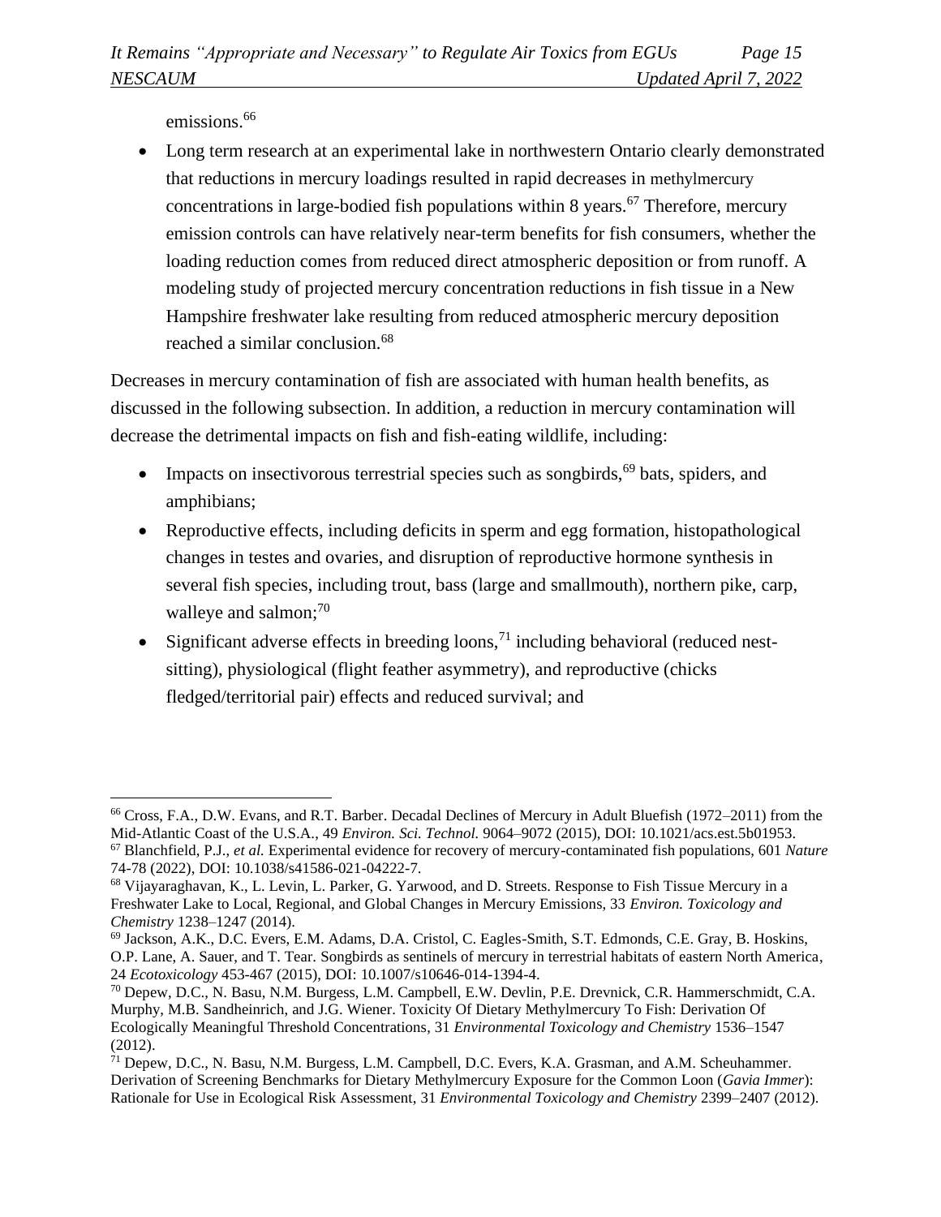emissions.[66]

- Long term research at an experimental lake in northwestern Ontario clearly demonstrated that reductions in mercury loadings resulted in rapid decreases in methylmercury concentrations in large-bodied fish populations within 8 years.[67] Therefore, mercury emission controls can have relatively near-term benefits for fish consumers, whether the loading reduction comes from reduced direct atmospheric deposition or from runoff. A modeling study of projected mercury concentration reductions in fish tissue in a New Hampshire freshwater lake resulting from reduced atmospheric mercury deposition reached a similar conclusion.[68]

Decreases in mercury contamination of fish are associated with human health benefits, as discussed in the following subsection. In addition, a reduction in mercury contamination will decrease the detrimental impacts on fish and fish-eating wildlife, including:

- Impacts on insectivorous terrestrial species such as songbirds,[69] bats, spiders, and amphibians;
- Reproductive effects, including deficits in sperm and egg formation, histopathological changes in testes and ovaries, and disruption of reproductive hormone synthesis in several fish species, including trout, bass (large and smallmouth), northern pike, carp, walleye and salmon;[70]
- Significant adverse effects in breeding loons,[71] including behavioral (reduced nest-sitting), physiological (flight feather asymmetry), and reproductive (chicks fledged/territorial pair) effects and reduced survival; and

---

[66] Cross, F.A., D.W. Evans, and R.T. Barber. Decadal Declines of Mercury in Adult Bluefish (1972–2011) from the Mid-Atlantic Coast of the U.S.A., 49 *Environ. Sci. Technol.* 9064–9072 (2015), DOI: 10.1021/acs.est.5b01953.

[67] Blanchfield, P.J., *et al.* Experimental evidence for recovery of mercury-contaminated fish populations, 601 *Nature* 74-78 (2022), DOI: 10.1038/s41586-021-04222-7.

[68] Vijayaraghavan, K., L. Levin, L. Parker, G. Yarwood, and D. Streets. Response to Fish Tissue Mercury in a Freshwater Lake to Local, Regional, and Global Changes in Mercury Emissions, 33 *Environ. Toxicology and Chemistry* 1238–1247 (2014).

[69] Jackson, A.K., D.C. Evers, E.M. Adams, D.A. Cristol, C. Eagles-Smith, S.T. Edmonds, C.E. Gray, B. Hoskins, O.P. Lane, A. Sauer, and T. Tear. Songbirds as sentinels of mercury in terrestrial habitats of eastern North America, 24 *Ecotoxicology* 453-467 (2015), DOI: 10.1007/s10646-014-1394-4.

[70] Depew, D.C., N. Basu, N.M. Burgess, L.M. Campbell, E.W. Devlin, P.E. Drevnick, C.R. Hammerschmidt, C.A. Murphy, M.B. Sandheinrich, and J.G. Wiener. Toxicity Of Dietary Methylmercury To Fish: Derivation Of Ecologically Meaningful Threshold Concentrations, 31 *Environmental Toxicology and Chemistry* 1536–1547 (2012).

[71] Depew, D.C., N. Basu, N.M. Burgess, L.M. Campbell, D.C. Evers, K.A. Grasman, and A.M. Scheuhammer. Derivation of Screening Benchmarks for Dietary Methylmercury Exposure for the Common Loon (*Gavia Immer*): Rationale for Use in Ecological Risk Assessment, 31 *Environmental Toxicology and Chemistry* 2399–2407 (2012).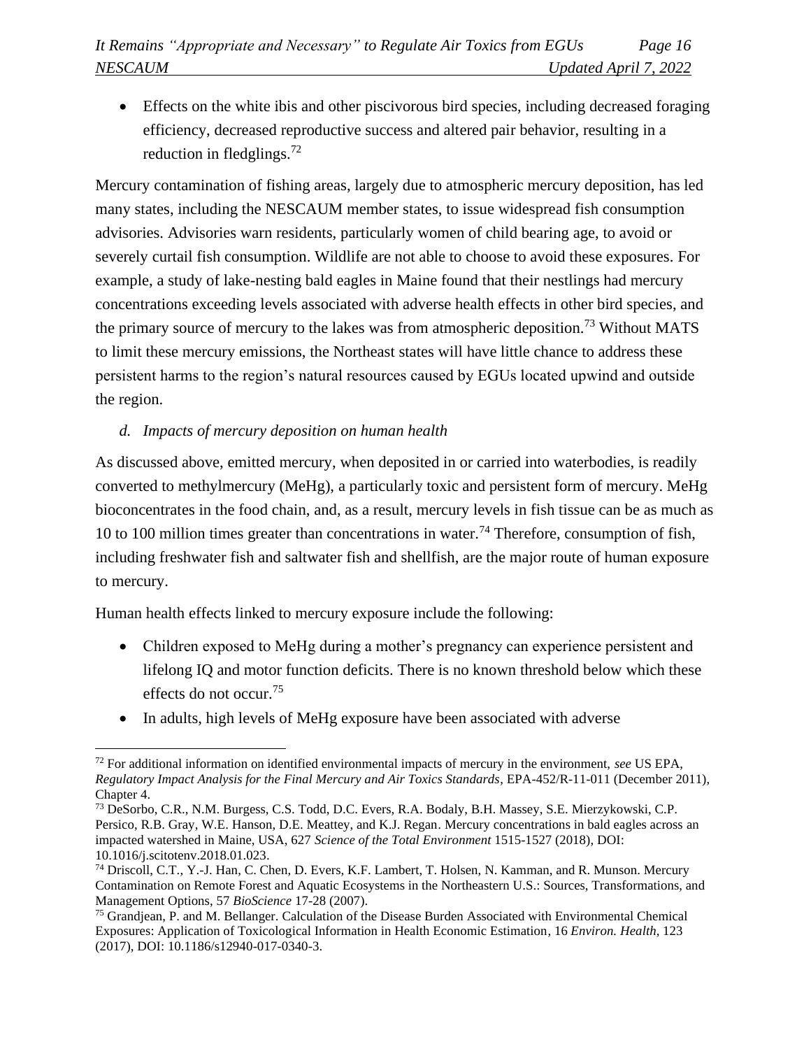- Effects on the white ibis and other piscivorous bird species, including decreased foraging efficiency, decreased reproductive success and altered pair behavior, resulting in a reduction in fledglings.[72]

Mercury contamination of fishing areas, largely due to atmospheric mercury deposition, has led many states, including the NESCAUM member states, to issue widespread fish consumption advisories. Advisories warn residents, particularly women of child bearing age, to avoid or severely curtail fish consumption. Wildlife are not able to choose to avoid these exposures. For example, a study of lake-nesting bald eagles in Maine found that their nestlings had mercury concentrations exceeding levels associated with adverse health effects in other bird species, and the primary source of mercury to the lakes was from atmospheric deposition.[73] Without MATS to limit these mercury emissions, the Northeast states will have little chance to address these persistent harms to the region's natural resources caused by EGUs located upwind and outside the region.

*d. Impacts of mercury deposition on human health*

As discussed above, emitted mercury, when deposited in or carried into waterbodies, is readily converted to methylmercury (MeHg), a particularly toxic and persistent form of mercury. MeHg bioconcentrates in the food chain, and, as a result, mercury levels in fish tissue can be as much as 10 to 100 million times greater than concentrations in water.[74] Therefore, consumption of fish, including freshwater fish and saltwater fish and shellfish, are the major route of human exposure to mercury.

Human health effects linked to mercury exposure include the following:

- Children exposed to MeHg during a mother's pregnancy can experience persistent and lifelong IQ and motor function deficits. There is no known threshold below which these effects do not occur.[75]
- In adults, high levels of MeHg exposure have been associated with adverse

---

[72] For additional information on identified environmental impacts of mercury in the environment, *see* US EPA, *Regulatory Impact Analysis for the Final Mercury and Air Toxics Standards*, EPA-452/R-11-011 (December 2011), Chapter 4.

[73] DeSorbo, C.R., N.M. Burgess, C.S. Todd, D.C. Evers, R.A. Bodaly, B.H. Massey, S.E. Mierzykowski, C.P. Persico, R.B. Gray, W.E. Hanson, D.E. Meattey, and K.J. Regan. Mercury concentrations in bald eagles across an impacted watershed in Maine, USA, 627 *Science of the Total Environment* 1515-1527 (2018), DOI: 10.1016/j.scitotenv.2018.01.023.

[74] Driscoll, C.T., Y.-J. Han, C. Chen, D. Evers, K.F. Lambert, T. Holsen, N. Kamman, and R. Munson. Mercury Contamination on Remote Forest and Aquatic Ecosystems in the Northeastern U.S.: Sources, Transformations, and Management Options, 57 *BioScience* 17-28 (2007).

[75] Grandjean, P. and M. Bellanger. Calculation of the Disease Burden Associated with Environmental Chemical Exposures: Application of Toxicological Information in Health Economic Estimation, 16 *Environ. Health*, 123 (2017), DOI: 10.1186/s12940-017-0340-3.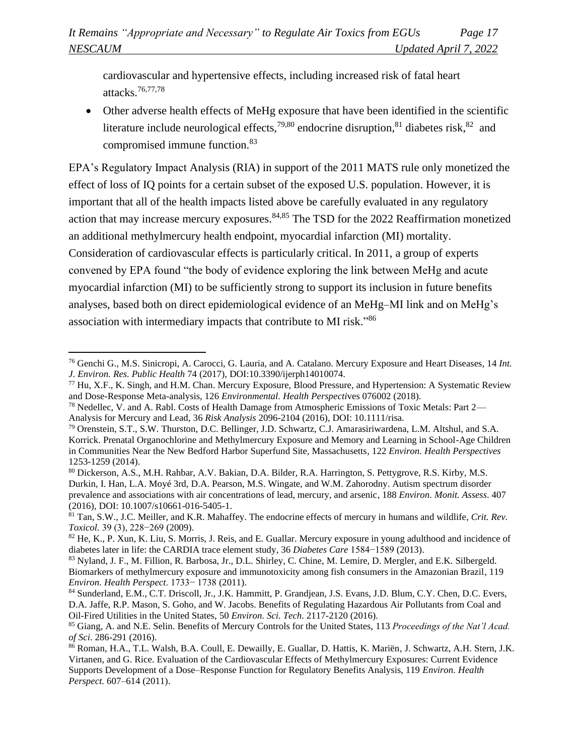cardiovascular and hypertensive effects, including increased risk of fatal heart attacks.[76,77,78]

- Other adverse health effects of MeHg exposure that have been identified in the scientific literature include neurological effects,[79,80] endocrine disruption,[81] diabetes risk,[82] and compromised immune function.[83]

EPA's Regulatory Impact Analysis (RIA) in support of the 2011 MATS rule only monetized the effect of loss of IQ points for a certain subset of the exposed U.S. population. However, it is important that all of the health impacts listed above be carefully evaluated in any regulatory action that may increase mercury exposures.[84,85] The TSD for the 2022 Reaffirmation monetized an additional methylmercury health endpoint, myocardial infarction (MI) mortality. Consideration of cardiovascular effects is particularly critical. In 2011, a group of experts convened by EPA found "the body of evidence exploring the link between MeHg and acute myocardial infarction (MI) to be sufficiently strong to support its inclusion in future benefits analyses, based both on direct epidemiological evidence of an MeHg–MI link and on MeHg's association with intermediary impacts that contribute to MI risk."[86]

---

[76] Genchi G., M.S. Sinicropi, A. Carocci, G. Lauria, and A. Catalano. Mercury Exposure and Heart Diseases, 14 *Int. J. Environ. Res. Public Health* 74 (2017), DOI:10.3390/ijerph14010074.

[77] Hu, X.F., K. Singh, and H.M. Chan. Mercury Exposure, Blood Pressure, and Hypertension: A Systematic Review and Dose-Response Meta-analysis, 126 *Environmental. Health Perspectives* 076002 (2018).

[78] Nedellec, V. and A. Rabl. Costs of Health Damage from Atmospheric Emissions of Toxic Metals: Part 2—Analysis for Mercury and Lead, 36 *Risk Analysis* 2096-2104 (2016), DOI: 10.1111/risa.

[79] Orenstein, S.T., S.W. Thurston, D.C. Bellinger, J.D. Schwartz, C.J. Amarasiriwardena, L.M. Altshul, and S.A. Korrick. Prenatal Organochlorine and Methylmercury Exposure and Memory and Learning in School-Age Children in Communities Near the New Bedford Harbor Superfund Site, Massachusetts, 122 *Environ. Health Perspectives* 1253-1259 (2014).

[80] Dickerson, A.S., M.H. Rahbar, A.V. Bakian, D.A. Bilder, R.A. Harrington, S. Pettygrove, R.S. Kirby, M.S. Durkin, I. Han, L.A. Moyé 3rd, D.A. Pearson, M.S. Wingate, and W.M. Zahorodny. Autism spectrum disorder prevalence and associations with air concentrations of lead, mercury, and arsenic, 188 *Environ. Monit. Assess.* 407 (2016), DOI: 10.1007/s10661-016-5405-1.

[81] Tan, S.W., J.C. Meiller, and K.R. Mahaffey. The endocrine effects of mercury in humans and wildlife, *Crit. Rev. Toxicol.* 39 (3), 228−269 (2009).

[82] He, K., P. Xun, K. Liu, S. Morris, J. Reis, and E. Guallar. Mercury exposure in young adulthood and incidence of diabetes later in life: the CARDIA trace element study, 36 *Diabetes Care* 1584−1589 (2013).

[83] Nyland, J. F., M. Fillion, R. Barbosa, Jr., D.L. Shirley, C. Chine, M. Lemire, D. Mergler, and E.K. Silbergeld. Biomarkers of methylmercury exposure and immunotoxicity among fish consumers in the Amazonian Brazil, 119 *Environ. Health Perspect.* 1733− 1738 (2011).

[84] Sunderland, E.M., C.T. Driscoll, Jr., J.K. Hammitt, P. Grandjean, J.S. Evans, J.D. Blum, C.Y. Chen, D.C. Evers, D.A. Jaffe, R.P. Mason, S. Goho, and W. Jacobs. Benefits of Regulating Hazardous Air Pollutants from Coal and Oil-Fired Utilities in the United States, 50 *Environ. Sci. Tech*. 2117-2120 (2016).

[85] Giang, A. and N.E. Selin. Benefits of Mercury Controls for the United States, 113 *Proceedings of the Nat'l Acad. of Sci*. 286-291 (2016).

[86] Roman, H.A., T.L. Walsh, B.A. Coull, E. Dewailly, E. Guallar, D. Hattis, K. Mariën, J. Schwartz, A.H. Stern, J.K. Virtanen, and G. Rice. Evaluation of the Cardiovascular Effects of Methylmercury Exposures: Current Evidence Supports Development of a Dose–Response Function for Regulatory Benefits Analysis, 119 *Environ. Health Perspect.* 607–614 (2011).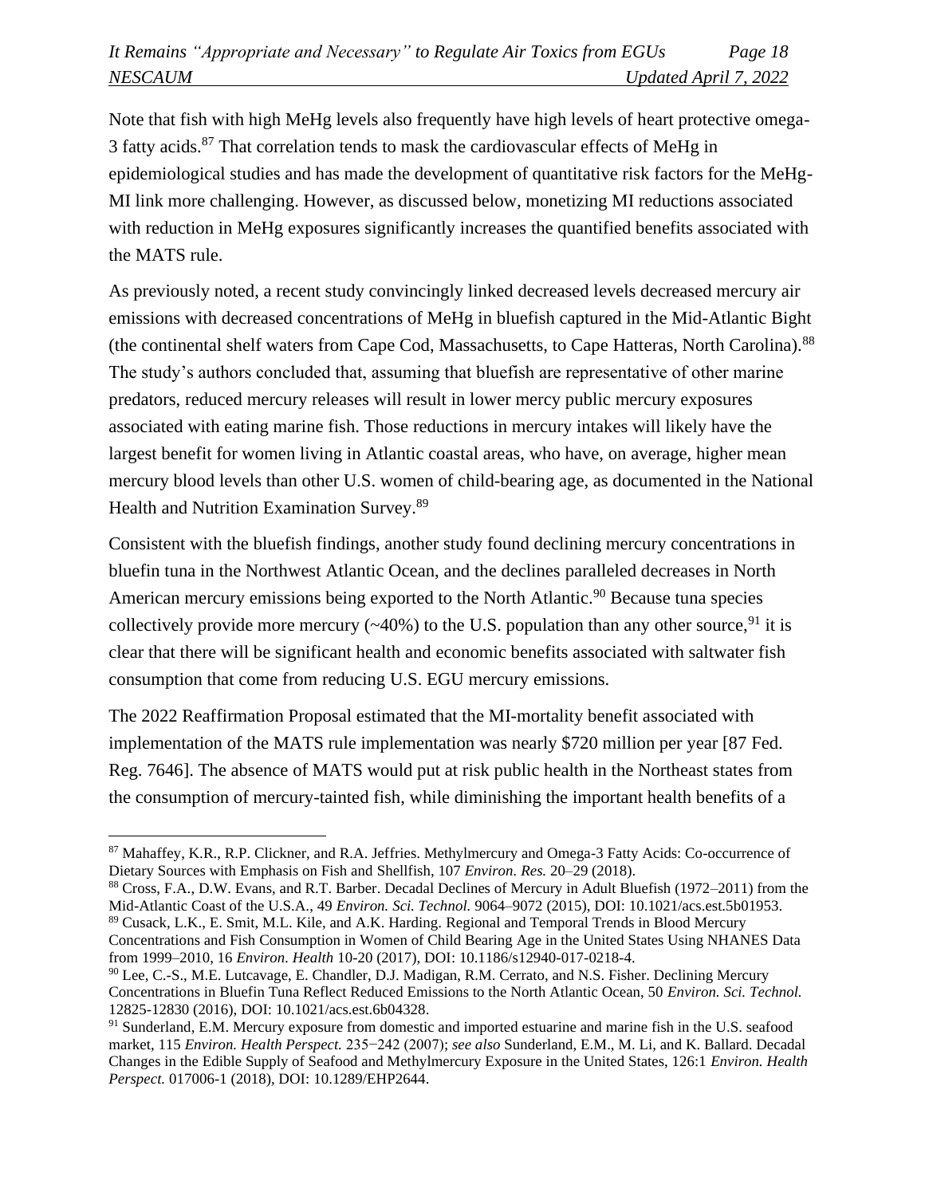Note that fish with high MeHg levels also frequently have high levels of heart protective omega-3 fatty acids.[87] That correlation tends to mask the cardiovascular effects of MeHg in epidemiological studies and has made the development of quantitative risk factors for the MeHg-MI link more challenging. However, as discussed below, monetizing MI reductions associated with reduction in MeHg exposures significantly increases the quantified benefits associated with the MATS rule.

As previously noted, a recent study convincingly linked decreased levels decreased mercury air emissions with decreased concentrations of MeHg in bluefish captured in the Mid-Atlantic Bight (the continental shelf waters from Cape Cod, Massachusetts, to Cape Hatteras, North Carolina).[88] The study's authors concluded that, assuming that bluefish are representative of other marine predators, reduced mercury releases will result in lower mercy public mercury exposures associated with eating marine fish. Those reductions in mercury intakes will likely have the largest benefit for women living in Atlantic coastal areas, who have, on average, higher mean mercury blood levels than other U.S. women of child-bearing age, as documented in the National Health and Nutrition Examination Survey.[89]

Consistent with the bluefish findings, another study found declining mercury concentrations in bluefin tuna in the Northwest Atlantic Ocean, and the declines paralleled decreases in North American mercury emissions being exported to the North Atlantic.[90] Because tuna species collectively provide more mercury (~40%) to the U.S. population than any other source,[91] it is clear that there will be significant health and economic benefits associated with saltwater fish consumption that come from reducing U.S. EGU mercury emissions.

The 2022 Reaffirmation Proposal estimated that the MI-mortality benefit associated with implementation of the MATS rule implementation was nearly $720 million per year [87 Fed. Reg. 7646]. The absence of MATS would put at risk public health in the Northeast states from the consumption of mercury-tainted fish, while diminishing the important health benefits of a

---

[87] Mahaffey, K.R., R.P. Clickner, and R.A. Jeffries. Methylmercury and Omega-3 Fatty Acids: Co-occurrence of Dietary Sources with Emphasis on Fish and Shellfish, 107 *Environ. Res.* 20–29 (2018).

[88] Cross, F.A., D.W. Evans, and R.T. Barber. Decadal Declines of Mercury in Adult Bluefish (1972–2011) from the Mid-Atlantic Coast of the U.S.A., 49 *Environ. Sci. Technol.* 9064–9072 (2015), DOI: 10.1021/acs.est.5b01953.

[89] Cusack, L.K., E. Smit, M.L. Kile, and A.K. Harding. Regional and Temporal Trends in Blood Mercury Concentrations and Fish Consumption in Women of Child Bearing Age in the United States Using NHANES Data from 1999–2010, 16 *Environ. Health* 10-20 (2017), DOI: 10.1186/s12940-017-0218-4.

[90] Lee, C.-S., M.E. Lutcavage, E. Chandler, D.J. Madigan, R.M. Cerrato, and N.S. Fisher. Declining Mercury Concentrations in Bluefin Tuna Reflect Reduced Emissions to the North Atlantic Ocean, 50 *Environ. Sci. Technol.* 12825-12830 (2016), DOI: 10.1021/acs.est.6b04328.

[91] Sunderland, E.M. Mercury exposure from domestic and imported estuarine and marine fish in the U.S. seafood market, 115 *Environ. Health Perspect.* 235−242 (2007); *see also* Sunderland, E.M., M. Li, and K. Ballard. Decadal Changes in the Edible Supply of Seafood and Methylmercury Exposure in the United States, 126:1 *Environ. Health Perspect.* 017006-1 (2018), DOI: 10.1289/EHP2644.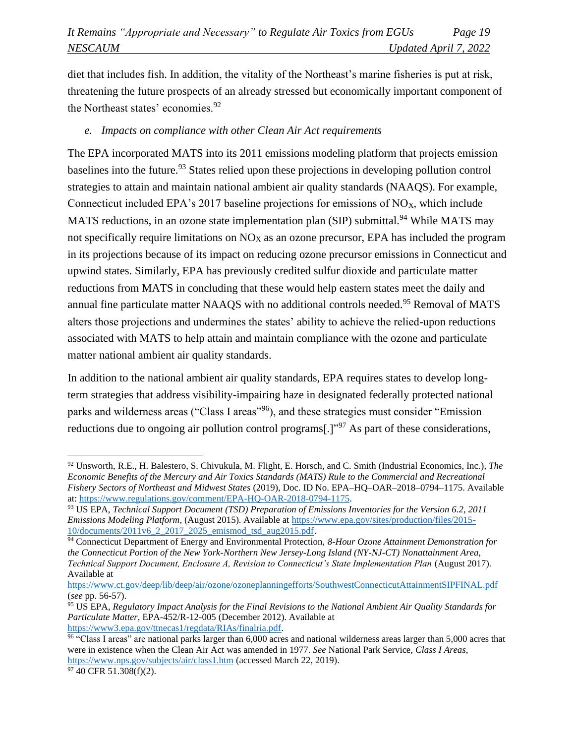diet that includes fish. In addition, the vitality of the Northeast's marine fisheries is put at risk, threatening the future prospects of an already stressed but economically important component of the Northeast states' economies.[92]

*e. Impacts on compliance with other Clean Air Act requirements*

The EPA incorporated MATS into its 2011 emissions modeling platform that projects emission baselines into the future.[93] States relied upon these projections in developing pollution control strategies to attain and maintain national ambient air quality standards (NAAQS). For example, Connecticut included EPA's 2017 baseline projections for emissions of $NO_X$, which include MATS reductions, in an ozone state implementation plan (SIP) submittal.[94] While MATS may not specifically require limitations on $NO_X$ as an ozone precursor, EPA has included the program in its projections because of its impact on reducing ozone precursor emissions in Connecticut and upwind states. Similarly, EPA has previously credited sulfur dioxide and particulate matter reductions from MATS in concluding that these would help eastern states meet the daily and annual fine particulate matter NAAQS with no additional controls needed.[95] Removal of MATS alters those projections and undermines the states' ability to achieve the relied-upon reductions associated with MATS to help attain and maintain compliance with the ozone and particulate matter national ambient air quality standards.

In addition to the national ambient air quality standards, EPA requires states to develop long-term strategies that address visibility-impairing haze in designated federally protected national parks and wilderness areas ("Class I areas"[96]), and these strategies must consider "Emission reductions due to ongoing air pollution control programs[.]"[97] As part of these considerations,

---

[92] Unsworth, R.E., H. Balestero, S. Chivukula, M. Flight, E. Horsch, and C. Smith (Industrial Economics, Inc.), *The Economic Benefits of the Mercury and Air Toxics Standards (MATS) Rule to the Commercial and Recreational Fishery Sectors of Northeast and Midwest States* (2019), Doc. ID No. EPA–HQ–OAR–2018–0794–1175. Available at: https://www.regulations.gov/comment/EPA-HQ-OAR-2018-0794-1175.

[93] US EPA, *Technical Support Document (TSD) Preparation of Emissions Inventories for the Version 6.2, 2011 Emissions Modeling Platform*, (August 2015). Available at https://www.epa.gov/sites/production/files/2015-10/documents/2011v6_2_2017_2025_emismod_tsd_aug2015.pdf.

[94] Connecticut Department of Energy and Environmental Protection, *8-Hour Ozone Attainment Demonstration for the Connecticut Portion of the New York-Northern New Jersey-Long Island (NY-NJ-CT) Nonattainment Area, Technical Support Document, Enclosure A, Revision to Connecticut's State Implementation Plan* (August 2017). Available at https://www.ct.gov/deep/lib/deep/air/ozone/ozoneplanningefforts/SouthwestConnecticutAttainmentSIPFINAL.pdf (*see* pp. 56-57).

[95] US EPA, *Regulatory Impact Analysis for the Final Revisions to the National Ambient Air Quality Standards for Particulate Matter*, EPA-452/R-12-005 (December 2012). Available at https://www3.epa.gov/ttnecas1/regdata/RIAs/finalria.pdf.

[96] "Class I areas" are national parks larger than 6,000 acres and national wilderness areas larger than 5,000 acres that were in existence when the Clean Air Act was amended in 1977. *See* National Park Service, *Class I Areas*, https://www.nps.gov/subjects/air/class1.htm (accessed March 22, 2019).

[97] 40 CFR 51.308(f)(2).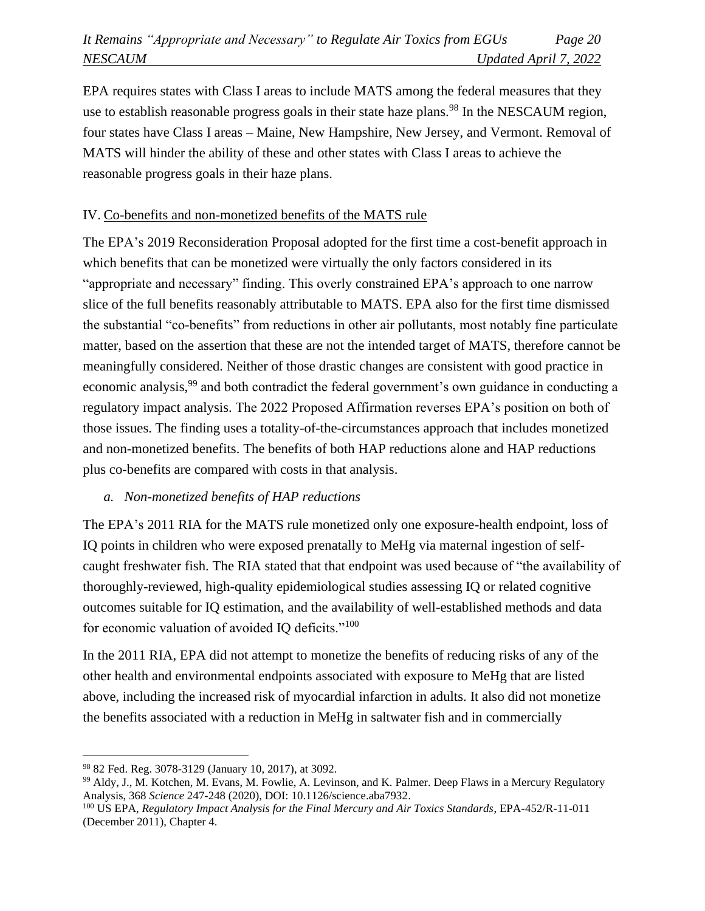EPA requires states with Class I areas to include MATS among the federal measures that they use to establish reasonable progress goals in their state haze plans.[98] In the NESCAUM region, four states have Class I areas – Maine, New Hampshire, New Jersey, and Vermont. Removal of MATS will hinder the ability of these and other states with Class I areas to achieve the reasonable progress goals in their haze plans.

## IV. Co-benefits and non-monetized benefits of the MATS rule

The EPA's 2019 Reconsideration Proposal adopted for the first time a cost-benefit approach in which benefits that can be monetized were virtually the only factors considered in its "appropriate and necessary" finding. This overly constrained EPA's approach to one narrow slice of the full benefits reasonably attributable to MATS. EPA also for the first time dismissed the substantial "co-benefits" from reductions in other air pollutants, most notably fine particulate matter, based on the assertion that these are not the intended target of MATS, therefore cannot be meaningfully considered. Neither of those drastic changes are consistent with good practice in economic analysis,[99] and both contradict the federal government's own guidance in conducting a regulatory impact analysis. The 2022 Proposed Affirmation reverses EPA's position on both of those issues. The finding uses a totality-of-the-circumstances approach that includes monetized and non-monetized benefits. The benefits of both HAP reductions alone and HAP reductions plus co-benefits are compared with costs in that analysis.

### *a. Non-monetized benefits of HAP reductions*

The EPA's 2011 RIA for the MATS rule monetized only one exposure-health endpoint, loss of IQ points in children who were exposed prenatally to MeHg via maternal ingestion of self-caught freshwater fish. The RIA stated that that endpoint was used because of "the availability of thoroughly-reviewed, high-quality epidemiological studies assessing IQ or related cognitive outcomes suitable for IQ estimation, and the availability of well-established methods and data for economic valuation of avoided IQ deficits."[100]

In the 2011 RIA, EPA did not attempt to monetize the benefits of reducing risks of any of the other health and environmental endpoints associated with exposure to MeHg that are listed above, including the increased risk of myocardial infarction in adults. It also did not monetize the benefits associated with a reduction in MeHg in saltwater fish and in commercially

---

[98] 82 Fed. Reg. 3078-3129 (January 10, 2017), at 3092.

[99] Aldy, J., M. Kotchen, M. Evans, M. Fowlie, A. Levinson, and K. Palmer. Deep Flaws in a Mercury Regulatory Analysis, 368 *Science* 247-248 (2020), DOI: 10.1126/science.aba7932.

[100] US EPA, *Regulatory Impact Analysis for the Final Mercury and Air Toxics Standards*, EPA-452/R-11-011 (December 2011), Chapter 4.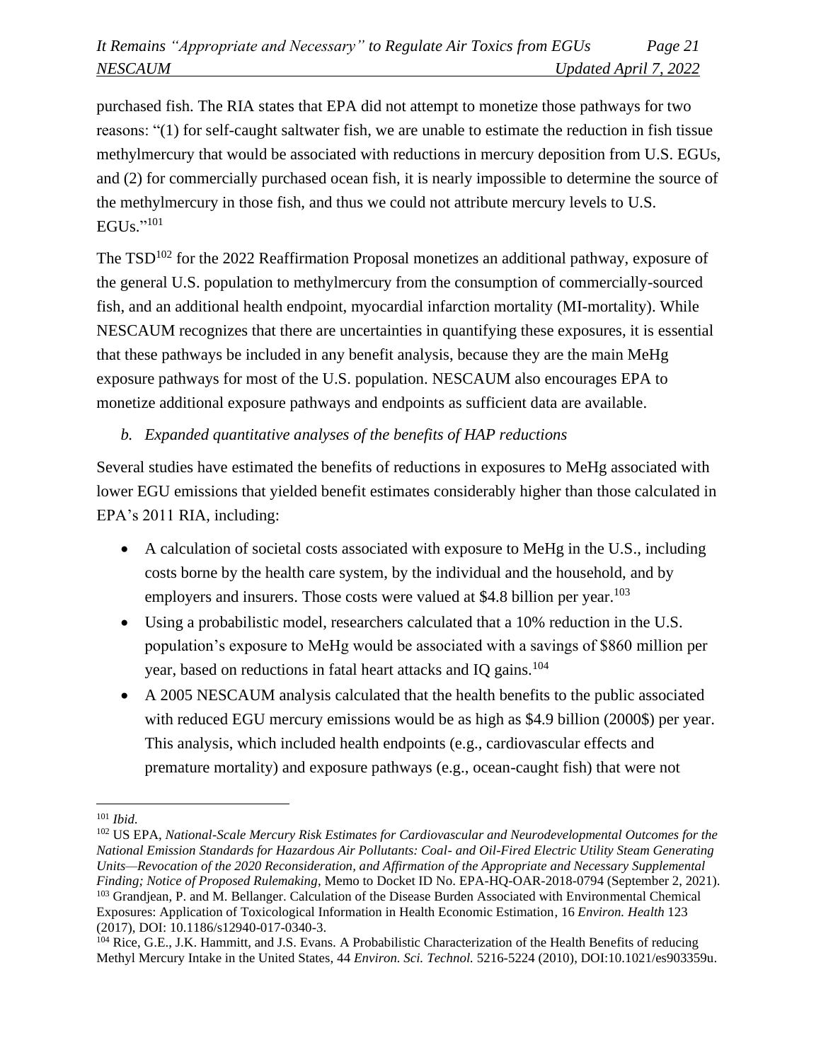purchased fish. The RIA states that EPA did not attempt to monetize those pathways for two reasons: "(1) for self-caught saltwater fish, we are unable to estimate the reduction in fish tissue methylmercury that would be associated with reductions in mercury deposition from U.S. EGUs, and (2) for commercially purchased ocean fish, it is nearly impossible to determine the source of the methylmercury in those fish, and thus we could not attribute mercury levels to U.S. EGUs."[101]

The TSD[102] for the 2022 Reaffirmation Proposal monetizes an additional pathway, exposure of the general U.S. population to methylmercury from the consumption of commercially-sourced fish, and an additional health endpoint, myocardial infarction mortality (MI-mortality). While NESCAUM recognizes that there are uncertainties in quantifying these exposures, it is essential that these pathways be included in any benefit analysis, because they are the main MeHg exposure pathways for most of the U.S. population. NESCAUM also encourages EPA to monetize additional exposure pathways and endpoints as sufficient data are available.

*b. Expanded quantitative analyses of the benefits of HAP reductions*

Several studies have estimated the benefits of reductions in exposures to MeHg associated with lower EGU emissions that yielded benefit estimates considerably higher than those calculated in EPA's 2011 RIA, including:

- A calculation of societal costs associated with exposure to MeHg in the U.S., including costs borne by the health care system, by the individual and the household, and by employers and insurers. Those costs were valued at $4.8 billion per year.[103]
- Using a probabilistic model, researchers calculated that a 10% reduction in the U.S. population's exposure to MeHg would be associated with a savings of $860 million per year, based on reductions in fatal heart attacks and IQ gains.[104]
- A 2005 NESCAUM analysis calculated that the health benefits to the public associated with reduced EGU mercury emissions would be as high as $4.9 billion (2000$) per year. This analysis, which included health endpoints (e.g., cardiovascular effects and premature mortality) and exposure pathways (e.g., ocean-caught fish) that were not

---

[101] *Ibid.*

[102] US EPA, *National-Scale Mercury Risk Estimates for Cardiovascular and Neurodevelopmental Outcomes for the National Emission Standards for Hazardous Air Pollutants: Coal- and Oil-Fired Electric Utility Steam Generating Units—Revocation of the 2020 Reconsideration, and Affirmation of the Appropriate and Necessary Supplemental Finding; Notice of Proposed Rulemaking*, Memo to Docket ID No. EPA-HQ-OAR-2018-0794 (September 2, 2021).

[103] Grandjean, P. and M. Bellanger. Calculation of the Disease Burden Associated with Environmental Chemical Exposures: Application of Toxicological Information in Health Economic Estimation, 16 *Environ. Health* 123 (2017), DOI: 10.1186/s12940-017-0340-3.

[104] Rice, G.E., J.K. Hammitt, and J.S. Evans. A Probabilistic Characterization of the Health Benefits of reducing Methyl Mercury Intake in the United States, 44 *Environ. Sci. Technol.* 5216-5224 (2010), DOI:10.1021/es903359u.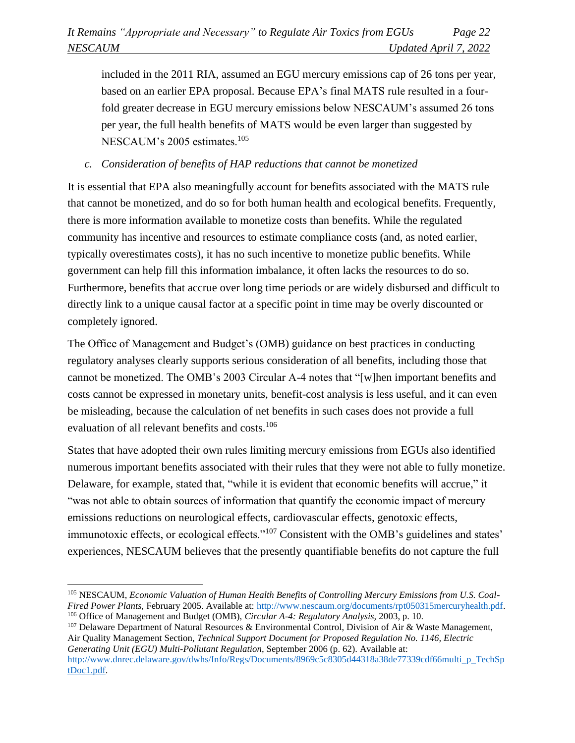included in the 2011 RIA, assumed an EGU mercury emissions cap of 26 tons per year, based on an earlier EPA proposal. Because EPA's final MATS rule resulted in a four-fold greater decrease in EGU mercury emissions below NESCAUM's assumed 26 tons per year, the full health benefits of MATS would be even larger than suggested by NESCAUM's 2005 estimates.[105]

*c. Consideration of benefits of HAP reductions that cannot be monetized*

It is essential that EPA also meaningfully account for benefits associated with the MATS rule that cannot be monetized, and do so for both human health and ecological benefits. Frequently, there is more information available to monetize costs than benefits. While the regulated community has incentive and resources to estimate compliance costs (and, as noted earlier, typically overestimates costs), it has no such incentive to monetize public benefits. While government can help fill this information imbalance, it often lacks the resources to do so. Furthermore, benefits that accrue over long time periods or are widely disbursed and difficult to directly link to a unique causal factor at a specific point in time may be overly discounted or completely ignored.

The Office of Management and Budget's (OMB) guidance on best practices in conducting regulatory analyses clearly supports serious consideration of all benefits, including those that cannot be monetized. The OMB's 2003 Circular A-4 notes that "[w]hen important benefits and costs cannot be expressed in monetary units, benefit-cost analysis is less useful, and it can even be misleading, because the calculation of net benefits in such cases does not provide a full evaluation of all relevant benefits and costs.[106]

States that have adopted their own rules limiting mercury emissions from EGUs also identified numerous important benefits associated with their rules that they were not able to fully monetize. Delaware, for example, stated that, "while it is evident that economic benefits will accrue," it "was not able to obtain sources of information that quantify the economic impact of mercury emissions reductions on neurological effects, cardiovascular effects, genotoxic effects, immunotoxic effects, or ecological effects."[107] Consistent with the OMB's guidelines and states' experiences, NESCAUM believes that the presently quantifiable benefits do not capture the full

---

[105] NESCAUM, *Economic Valuation of Human Health Benefits of Controlling Mercury Emissions from U.S. Coal-Fired Power Plants*, February 2005. Available at: http://www.nescaum.org/documents/rpt050315mercuryhealth.pdf.

[106] Office of Management and Budget (OMB), *Circular A-4: Regulatory Analysis,* 2003, p. 10.

[107] Delaware Department of Natural Resources & Environmental Control, Division of Air & Waste Management, Air Quality Management Section, *Technical Support Document for Proposed Regulation No. 1146, Electric Generating Unit (EGU) Multi-Pollutant Regulation*, September 2006 (p. 62). Available at: http://www.dnrec.delaware.gov/dwhs/Info/Regs/Documents/8969c5c8305d44318a38de77339cdf66multi_p_TechSptDoc1.pdf.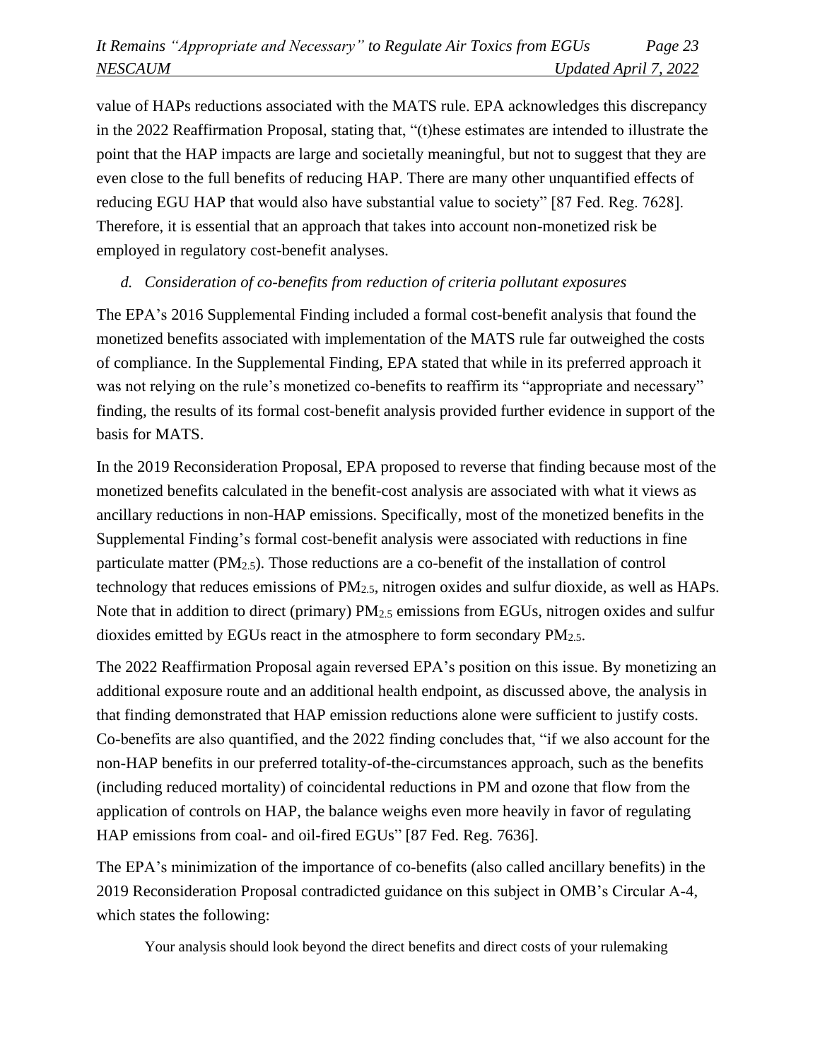value of HAPs reductions associated with the MATS rule. EPA acknowledges this discrepancy in the 2022 Reaffirmation Proposal, stating that, "(t)hese estimates are intended to illustrate the point that the HAP impacts are large and societally meaningful, but not to suggest that they are even close to the full benefits of reducing HAP. There are many other unquantified effects of reducing EGU HAP that would also have substantial value to society" [87 Fed. Reg. 7628]. Therefore, it is essential that an approach that takes into account non-monetized risk be employed in regulatory cost-benefit analyses.

*d. Consideration of co-benefits from reduction of criteria pollutant exposures*

The EPA's 2016 Supplemental Finding included a formal cost-benefit analysis that found the monetized benefits associated with implementation of the MATS rule far outweighed the costs of compliance. In the Supplemental Finding, EPA stated that while in its preferred approach it was not relying on the rule's monetized co-benefits to reaffirm its "appropriate and necessary" finding, the results of its formal cost-benefit analysis provided further evidence in support of the basis for MATS.

In the 2019 Reconsideration Proposal, EPA proposed to reverse that finding because most of the monetized benefits calculated in the benefit-cost analysis are associated with what it views as ancillary reductions in non-HAP emissions. Specifically, most of the monetized benefits in the Supplemental Finding's formal cost-benefit analysis were associated with reductions in fine particulate matter ($PM_{2.5}$). Those reductions are a co-benefit of the installation of control technology that reduces emissions of $PM_{2.5}$, nitrogen oxides and sulfur dioxide, as well as HAPs. Note that in addition to direct (primary) $PM_{2.5}$ emissions from EGUs, nitrogen oxides and sulfur dioxides emitted by EGUs react in the atmosphere to form secondary $PM_{2.5}$.

The 2022 Reaffirmation Proposal again reversed EPA's position on this issue. By monetizing an additional exposure route and an additional health endpoint, as discussed above, the analysis in that finding demonstrated that HAP emission reductions alone were sufficient to justify costs. Co-benefits are also quantified, and the 2022 finding concludes that, "if we also account for the non-HAP benefits in our preferred totality-of-the-circumstances approach, such as the benefits (including reduced mortality) of coincidental reductions in PM and ozone that flow from the application of controls on HAP, the balance weighs even more heavily in favor of regulating HAP emissions from coal- and oil-fired EGUs" [87 Fed. Reg. 7636].

The EPA's minimization of the importance of co-benefits (also called ancillary benefits) in the 2019 Reconsideration Proposal contradicted guidance on this subject in OMB's Circular A-4, which states the following:

> Your analysis should look beyond the direct benefits and direct costs of your rulemaking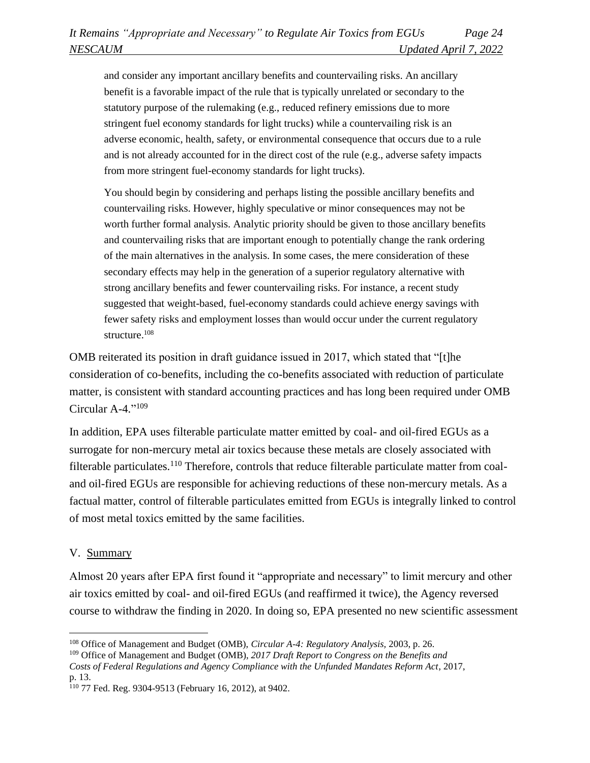> and consider any important ancillary benefits and countervailing risks. An ancillary benefit is a favorable impact of the rule that is typically unrelated or secondary to the statutory purpose of the rulemaking (e.g., reduced refinery emissions due to more stringent fuel economy standards for light trucks) while a countervailing risk is an adverse economic, health, safety, or environmental consequence that occurs due to a rule and is not already accounted for in the direct cost of the rule (e.g., adverse safety impacts from more stringent fuel-economy standards for light trucks).
>
> You should begin by considering and perhaps listing the possible ancillary benefits and countervailing risks. However, highly speculative or minor consequences may not be worth further formal analysis. Analytic priority should be given to those ancillary benefits and countervailing risks that are important enough to potentially change the rank ordering of the main alternatives in the analysis. In some cases, the mere consideration of these secondary effects may help in the generation of a superior regulatory alternative with strong ancillary benefits and fewer countervailing risks. For instance, a recent study suggested that weight-based, fuel-economy standards could achieve energy savings with fewer safety risks and employment losses than would occur under the current regulatory structure.[108]

OMB reiterated its position in draft guidance issued in 2017, which stated that "[t]he consideration of co-benefits, including the co-benefits associated with reduction of particulate matter, is consistent with standard accounting practices and has long been required under OMB Circular A-4."[109]

In addition, EPA uses filterable particulate matter emitted by coal- and oil-fired EGUs as a surrogate for non-mercury metal air toxics because these metals are closely associated with filterable particulates.[110] Therefore, controls that reduce filterable particulate matter from coal- and oil-fired EGUs are responsible for achieving reductions of these non-mercury metals. As a factual matter, control of filterable particulates emitted from EGUs is integrally linked to control of most metal toxics emitted by the same facilities.

## V. Summary

Almost 20 years after EPA first found it "appropriate and necessary" to limit mercury and other air toxics emitted by coal- and oil-fired EGUs (and reaffirmed it twice), the Agency reversed course to withdraw the finding in 2020. In doing so, EPA presented no new scientific assessment

---

[108] Office of Management and Budget (OMB), *Circular A-4: Regulatory Analysis,* 2003, p. 26.

[109] Office of Management and Budget (OMB), *2017 Draft Report to Congress on the Benefits and Costs of Federal Regulations and Agency Compliance with the Unfunded Mandates Reform Act*, 2017, p. 13.

[110] 77 Fed. Reg. 9304-9513 (February 16, 2012), at 9402.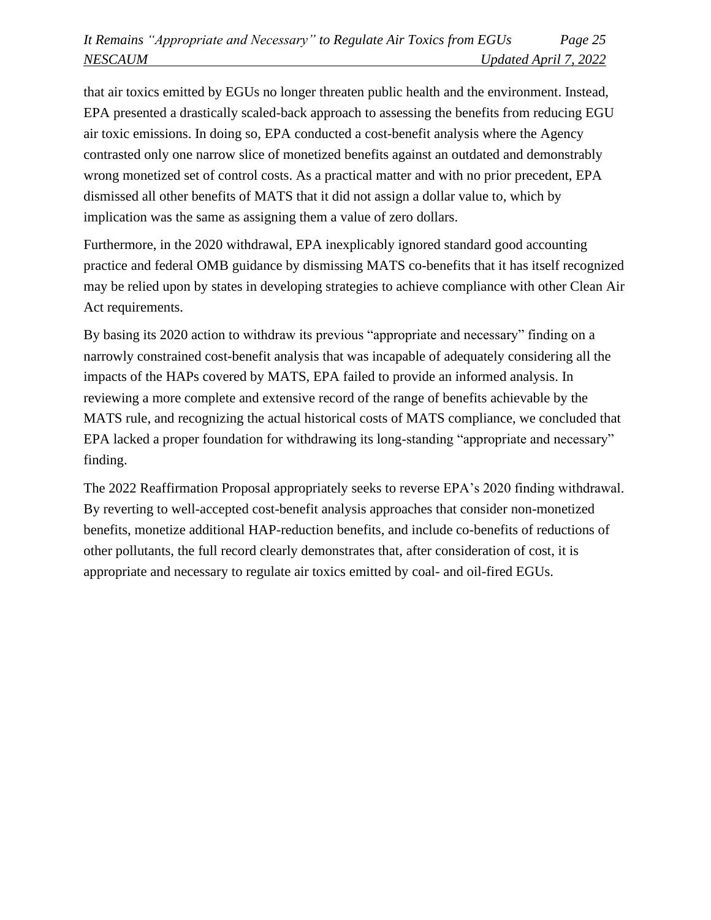that air toxics emitted by EGUs no longer threaten public health and the environment. Instead, EPA presented a drastically scaled-back approach to assessing the benefits from reducing EGU air toxic emissions. In doing so, EPA conducted a cost-benefit analysis where the Agency contrasted only one narrow slice of monetized benefits against an outdated and demonstrably wrong monetized set of control costs. As a practical matter and with no prior precedent, EPA dismissed all other benefits of MATS that it did not assign a dollar value to, which by implication was the same as assigning them a value of zero dollars.

Furthermore, in the 2020 withdrawal, EPA inexplicably ignored standard good accounting practice and federal OMB guidance by dismissing MATS co-benefits that it has itself recognized may be relied upon by states in developing strategies to achieve compliance with other Clean Air Act requirements.

By basing its 2020 action to withdraw its previous "appropriate and necessary" finding on a narrowly constrained cost-benefit analysis that was incapable of adequately considering all the impacts of the HAPs covered by MATS, EPA failed to provide an informed analysis. In reviewing a more complete and extensive record of the range of benefits achievable by the MATS rule, and recognizing the actual historical costs of MATS compliance, we concluded that EPA lacked a proper foundation for withdrawing its long-standing "appropriate and necessary" finding.

The 2022 Reaffirmation Proposal appropriately seeks to reverse EPA's 2020 finding withdrawal. By reverting to well-accepted cost-benefit analysis approaches that consider non-monetized benefits, monetize additional HAP-reduction benefits, and include co-benefits of reductions of other pollutants, the full record clearly demonstrates that, after consideration of cost, it is appropriate and necessary to regulate air toxics emitted by coal- and oil-fired EGUs.